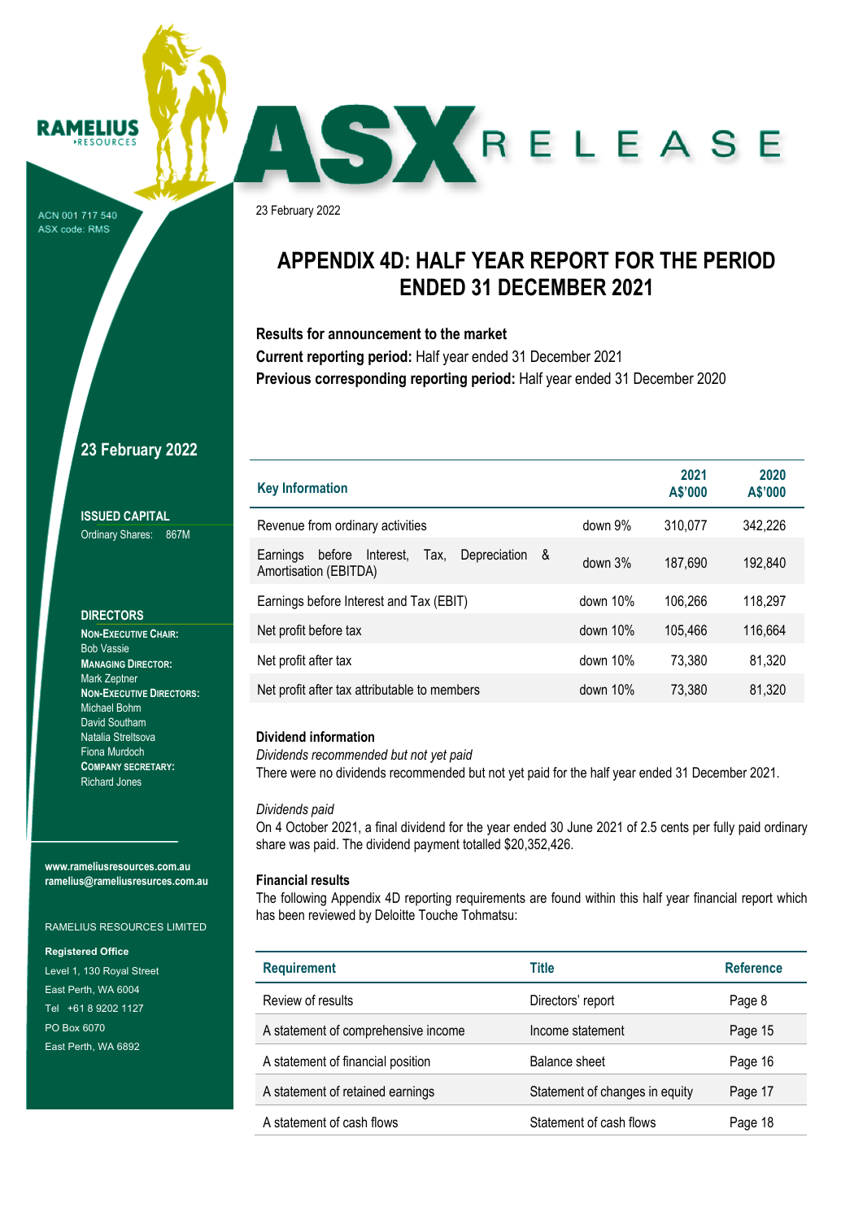RAMELIUS RESOURCES

ACN 001 717 540
ASX code: RMS

ASX RELEASE

23 February 2022

# APPENDIX 4D: HALF YEAR REPORT FOR THE PERIOD ENDED 31 DECEMBER 2021

**Results for announcement to the market**
**Current reporting period:** Half year ended 31 December 2021
**Previous corresponding reporting period:** Half year ended 31 December 2020

| Key Information | | 2021 A$'000 | 2020 A$'000 |
|---|---|---|---|
| Revenue from ordinary activities | down 9% | 310,077 | 342,226 |
| Earnings before Interest, Tax, Depreciation & Amortisation (EBITDA) | down 3% | 187,690 | 192,840 |
| Earnings before Interest and Tax (EBIT) | down 10% | 106,266 | 118,297 |
| Net profit before tax | down 10% | 105,466 | 116,664 |
| Net profit after tax | down 10% | 73,380 | 81,320 |
| Net profit after tax attributable to members | down 10% | 73,380 | 81,320 |

**Dividend information**

*Dividends recommended but not yet paid*
There were no dividends recommended but not yet paid for the half year ended 31 December 2021.

*Dividends paid*
On 4 October 2021, a final dividend for the year ended 30 June 2021 of 2.5 cents per fully paid ordinary share was paid. The dividend payment totalled $20,352,426.

**Financial results**
The following Appendix 4D reporting requirements are found within this half year financial report which has been reviewed by Deloitte Touche Tohmatsu:

| Requirement | Title | Reference |
|---|---|---|
| Review of results | Directors' report | Page 8 |
| A statement of comprehensive income | Income statement | Page 15 |
| A statement of financial position | Balance sheet | Page 16 |
| A statement of retained earnings | Statement of changes in equity | Page 17 |
| A statement of cash flows | Statement of cash flows | Page 18 |

## 23 February 2022

**ISSUED CAPITAL**
Ordinary Shares: 867M

**DIRECTORS**
**NON-EXECUTIVE CHAIR:**
Bob Vassie
**MANAGING DIRECTOR:**
Mark Zeptner
**NON-EXECUTIVE DIRECTORS:**
Michael Bohm
David Southam
Natalia Streltsova
Fiona Murdoch
**COMPANY SECRETARY:**
Richard Jones

**www.rameliusresources.com.au**
**ramelius@rameliusresources.com.au**

RAMELIUS RESOURCES LIMITED

**Registered Office**
Level 1, 130 Royal Street
East Perth, WA 6004
Tel +61 8 9202 1127
PO Box 6070
East Perth, WA 6892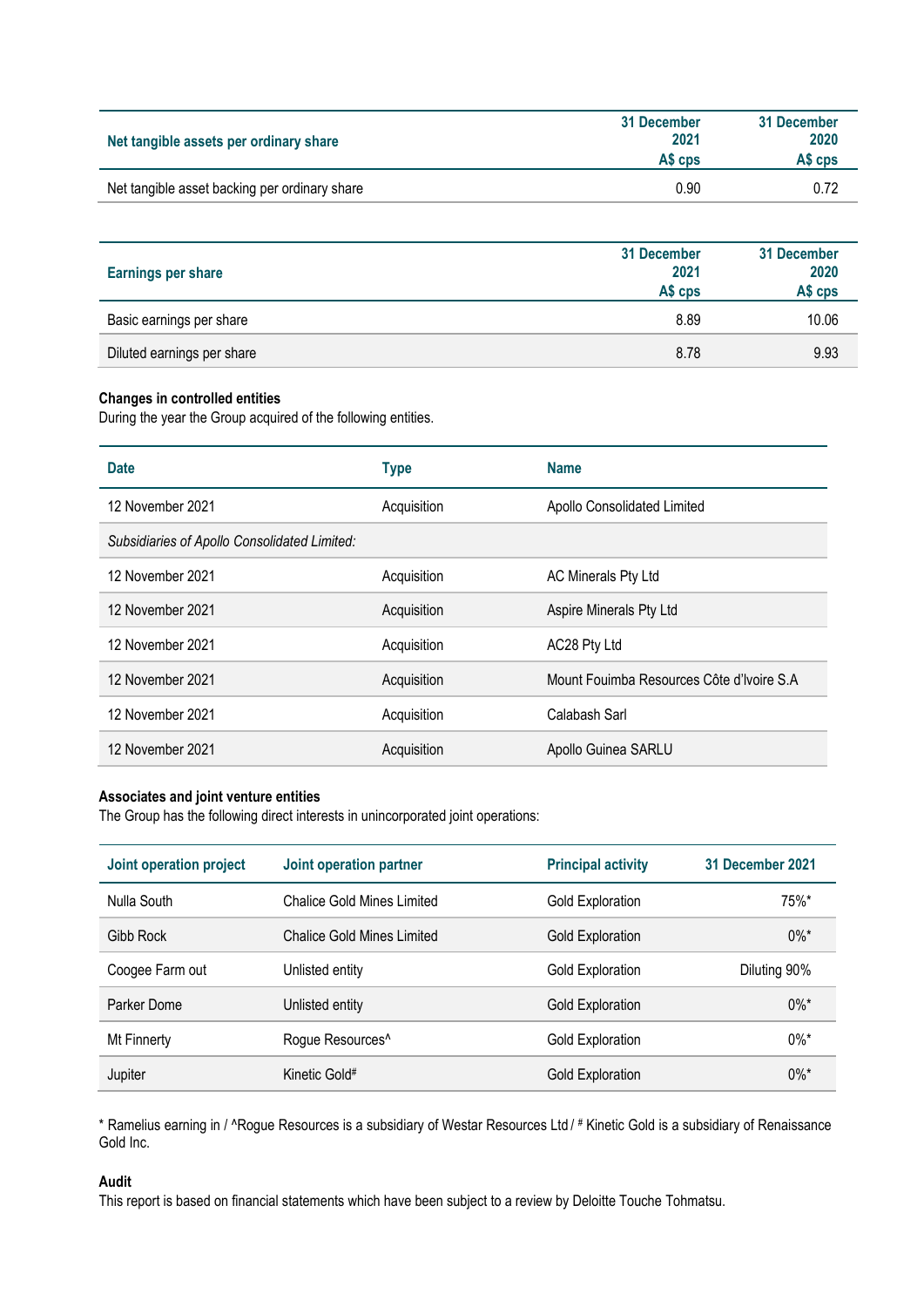| Net tangible assets per ordinary share | 31 December 2021 A$ cps | 31 December 2020 A$ cps |
| --- | --- | --- |
| Net tangible asset backing per ordinary share | 0.90 | 0.72 |

| Earnings per share | 31 December 2021 A$ cps | 31 December 2020 A$ cps |
| --- | --- | --- |
| Basic earnings per share | 8.89 | 10.06 |
| Diluted earnings per share | 8.78 | 9.93 |

**Changes in controlled entities**

During the year the Group acquired of the following entities.

| Date | Type | Name |
| --- | --- | --- |
| 12 November 2021 | Acquisition | Apollo Consolidated Limited |
| *Subsidiaries of Apollo Consolidated Limited:* | | |
| 12 November 2021 | Acquisition | AC Minerals Pty Ltd |
| 12 November 2021 | Acquisition | Aspire Minerals Pty Ltd |
| 12 November 2021 | Acquisition | AC28 Pty Ltd |
| 12 November 2021 | Acquisition | Mount Fouimba Resources Côte d'Ivoire S.A |
| 12 November 2021 | Acquisition | Calabash Sarl |
| 12 November 2021 | Acquisition | Apollo Guinea SARLU |

**Associates and joint venture entities**

The Group has the following direct interests in unincorporated joint operations:

| Joint operation project | Joint operation partner | Principal activity | 31 December 2021 |
| --- | --- | --- | --- |
| Nulla South | Chalice Gold Mines Limited | Gold Exploration | 75%* |
| Gibb Rock | Chalice Gold Mines Limited | Gold Exploration | 0%* |
| Coogee Farm out | Unlisted entity | Gold Exploration | Diluting 90% |
| Parker Dome | Unlisted entity | Gold Exploration | 0%* |
| Mt Finnerty | Rogue Resources^ | Gold Exploration | 0%* |
| Jupiter | Kinetic Gold# | Gold Exploration | 0%* |

* Ramelius earning in / ^Rogue Resources is a subsidiary of Westar Resources Ltd / # Kinetic Gold is a subsidiary of Renaissance Gold Inc.

**Audit**

This report is based on financial statements which have been subject to a review by Deloitte Touche Tohmatsu.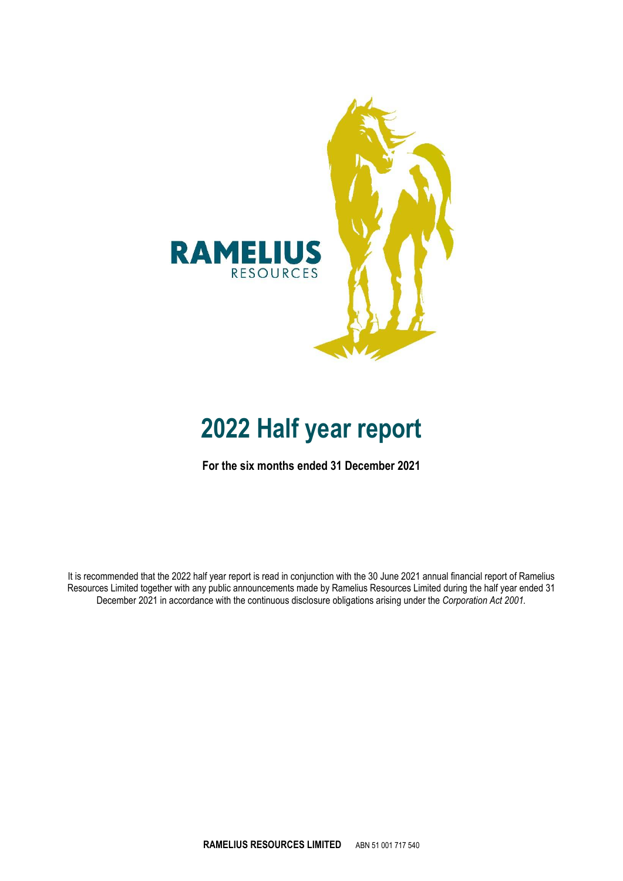# 2022 Half year report

**For the six months ended 31 December 2021**

It is recommended that the 2022 half year report is read in conjunction with the 30 June 2021 annual financial report of Ramelius Resources Limited together with any public announcements made by Ramelius Resources Limited during the half year ended 31 December 2021 in accordance with the continuous disclosure obligations arising under the *Corporation Act 2001.*

**RAMELIUS RESOURCES LIMITED** ABN 51 001 717 540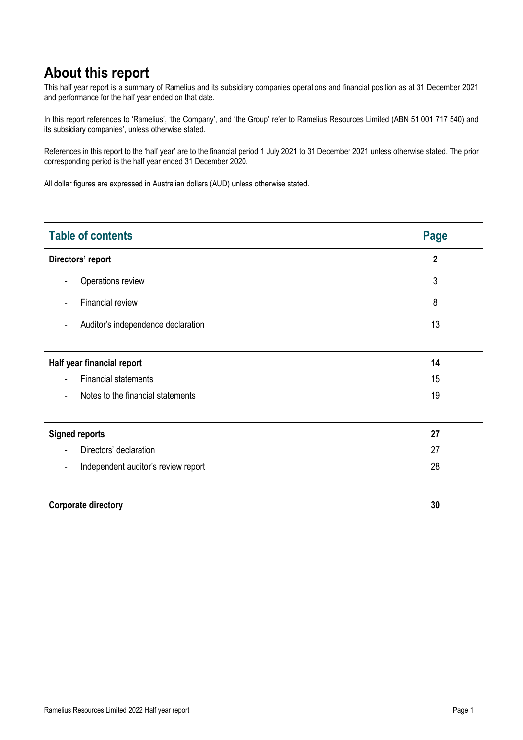# About this report

This half year report is a summary of Ramelius and its subsidiary companies operations and financial position as at 31 December 2021 and performance for the half year ended on that date.

In this report references to 'Ramelius', 'the Company', and 'the Group' refer to Ramelius Resources Limited (ABN 51 001 717 540) and its subsidiary companies', unless otherwise stated.

References in this report to the 'half year' are to the financial period 1 July 2021 to 31 December 2021 unless otherwise stated. The prior corresponding period is the half year ended 31 December 2020.

All dollar figures are expressed in Australian dollars (AUD) unless otherwise stated.

| Table of contents | Page |
|---|---|
| **Directors' report** | **2** |
| - Operations review | 3 |
| - Financial review | 8 |
| - Auditor's independence declaration | 13 |
| **Half year financial report** | **14** |
| - Financial statements | 15 |
| - Notes to the financial statements | 19 |
| **Signed reports** | **27** |
| - Directors' declaration | 27 |
| - Independent auditor's review report | 28 |
| **Corporate directory** | **30** |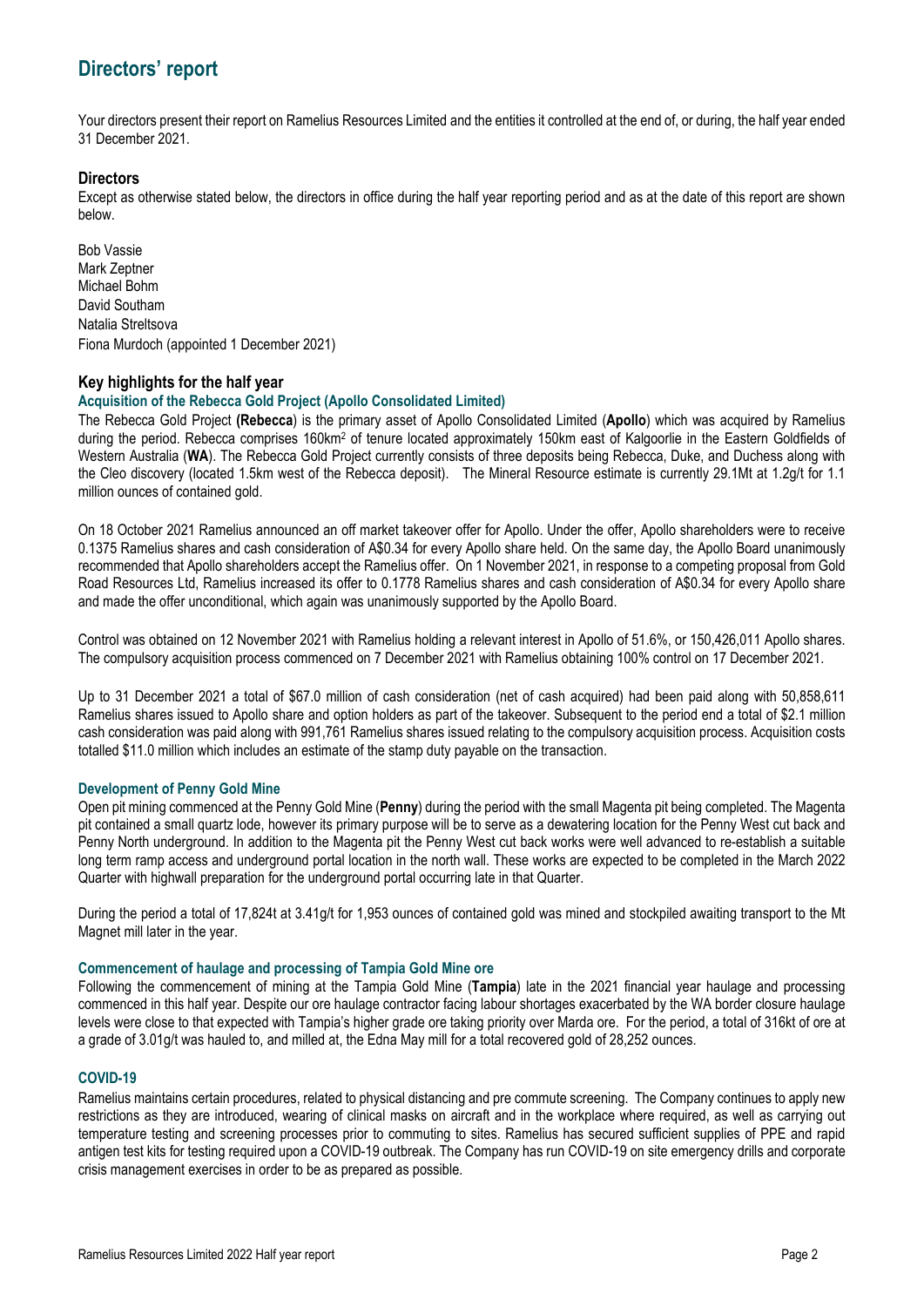# Directors' report

Your directors present their report on Ramelius Resources Limited and the entities it controlled at the end of, or during, the half year ended 31 December 2021.

## Directors

Except as otherwise stated below, the directors in office during the half year reporting period and as at the date of this report are shown below.

Bob Vassie
Mark Zeptner
Michael Bohm
David Southam
Natalia Streltsova
Fiona Murdoch (appointed 1 December 2021)

## Key highlights for the half year

### Acquisition of the Rebecca Gold Project (Apollo Consolidated Limited)

The Rebecca Gold Project **(Rebecca)** is the primary asset of Apollo Consolidated Limited (**Apollo**) which was acquired by Ramelius during the period. Rebecca comprises 160km$^2$ of tenure located approximately 150km east of Kalgoorlie in the Eastern Goldfields of Western Australia (**WA**). The Rebecca Gold Project currently consists of three deposits being Rebecca, Duke, and Duchess along with the Cleo discovery (located 1.5km west of the Rebecca deposit). The Mineral Resource estimate is currently 29.1Mt at 1.2g/t for 1.1 million ounces of contained gold.

On 18 October 2021 Ramelius announced an off market takeover offer for Apollo. Under the offer, Apollo shareholders were to receive 0.1375 Ramelius shares and cash consideration of A$0.34 for every Apollo share held. On the same day, the Apollo Board unanimously recommended that Apollo shareholders accept the Ramelius offer. On 1 November 2021, in response to a competing proposal from Gold Road Resources Ltd, Ramelius increased its offer to 0.1778 Ramelius shares and cash consideration of A$0.34 for every Apollo share and made the offer unconditional, which again was unanimously supported by the Apollo Board.

Control was obtained on 12 November 2021 with Ramelius holding a relevant interest in Apollo of 51.6%, or 150,426,011 Apollo shares. The compulsory acquisition process commenced on 7 December 2021 with Ramelius obtaining 100% control on 17 December 2021.

Up to 31 December 2021 a total of $67.0 million of cash consideration (net of cash acquired) had been paid along with 50,858,611 Ramelius shares issued to Apollo share and option holders as part of the takeover. Subsequent to the period end a total of $2.1 million cash consideration was paid along with 991,761 Ramelius shares issued relating to the compulsory acquisition process. Acquisition costs totalled $11.0 million which includes an estimate of the stamp duty payable on the transaction.

### Development of Penny Gold Mine

Open pit mining commenced at the Penny Gold Mine (**Penny**) during the period with the small Magenta pit being completed. The Magenta pit contained a small quartz lode, however its primary purpose will be to serve as a dewatering location for the Penny West cut back and Penny North underground. In addition to the Magenta pit the Penny West cut back works were well advanced to re-establish a suitable long term ramp access and underground portal location in the north wall. These works are expected to be completed in the March 2022 Quarter with highwall preparation for the underground portal occurring late in that Quarter.

During the period a total of 17,824t at 3.41g/t for 1,953 ounces of contained gold was mined and stockpiled awaiting transport to the Mt Magnet mill later in the year.

### Commencement of haulage and processing of Tampia Gold Mine ore

Following the commencement of mining at the Tampia Gold Mine (**Tampia**) late in the 2021 financial year haulage and processing commenced in this half year. Despite our ore haulage contractor facing labour shortages exacerbated by the WA border closure haulage levels were close to that expected with Tampia's higher grade ore taking priority over Marda ore. For the period, a total of 316kt of ore at a grade of 3.01g/t was hauled to, and milled at, the Edna May mill for a total recovered gold of 28,252 ounces.

### COVID-19

Ramelius maintains certain procedures, related to physical distancing and pre commute screening. The Company continues to apply new restrictions as they are introduced, wearing of clinical masks on aircraft and in the workplace where required, as well as carrying out temperature testing and screening processes prior to commuting to sites. Ramelius has secured sufficient supplies of PPE and rapid antigen test kits for testing required upon a COVID-19 outbreak. The Company has run COVID-19 on site emergency drills and corporate crisis management exercises in order to be as prepared as possible.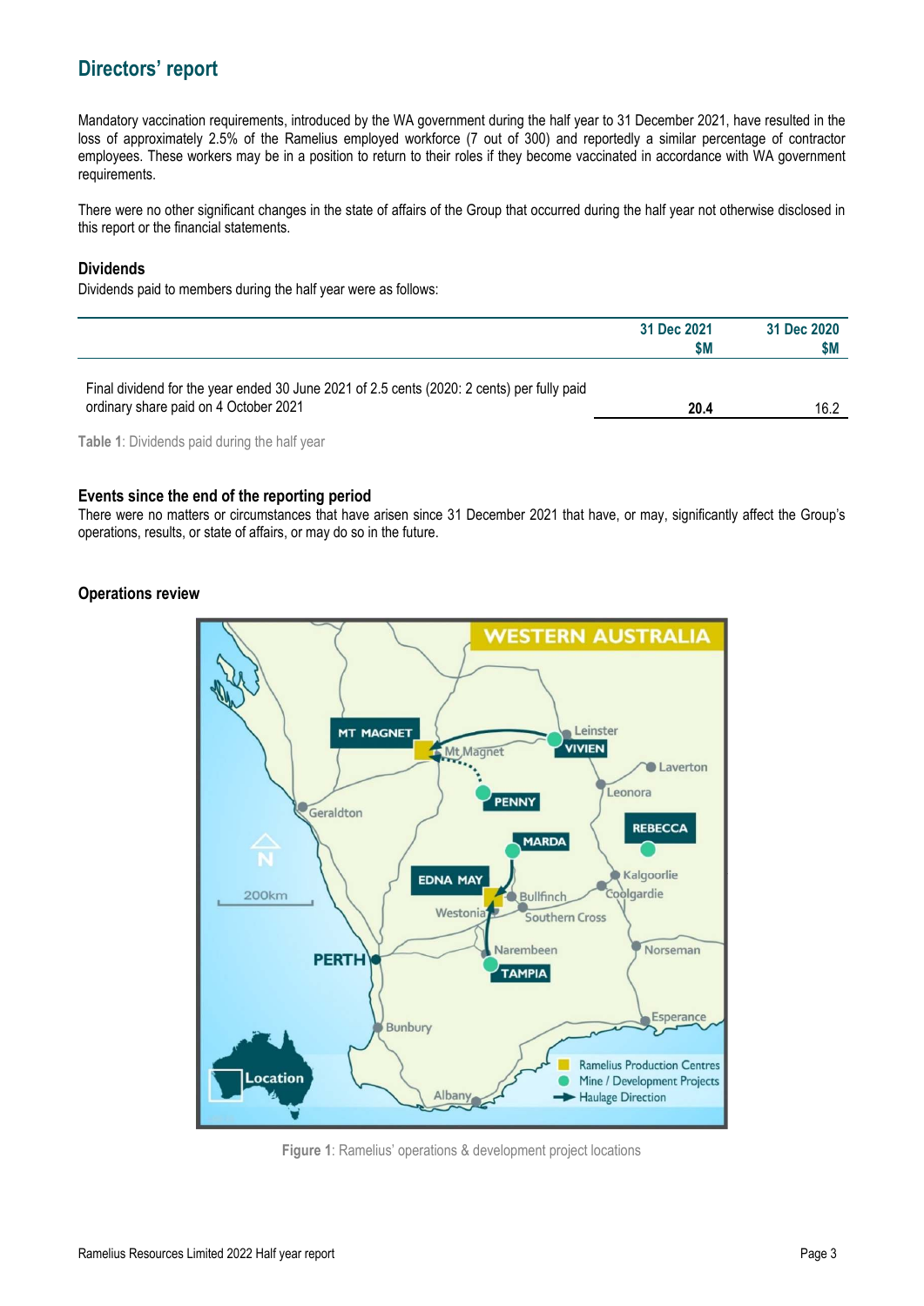## Directors' report

Mandatory vaccination requirements, introduced by the WA government during the half year to 31 December 2021, have resulted in the loss of approximately 2.5% of the Ramelius employed workforce (7 out of 300) and reportedly a similar percentage of contractor employees. These workers may be in a position to return to their roles if they become vaccinated in accordance with WA government requirements.

There were no other significant changes in the state of affairs of the Group that occurred during the half year not otherwise disclosed in this report or the financial statements.

### Dividends

Dividends paid to members during the half year were as follows:

| | 31 Dec 2021 $M | 31 Dec 2020 $M |
|---|---|---|
| Final dividend for the year ended 30 June 2021 of 2.5 cents (2020: 2 cents) per fully paid ordinary share paid on 4 October 2021 | **20.4** | 16.2 |

**Table 1**: Dividends paid during the half year

### Events since the end of the reporting period

There were no matters or circumstances that have arisen since 31 December 2021 that have, or may, significantly affect the Group's operations, results, or state of affairs, or may do so in the future.

### Operations review

**Figure 1**: Ramelius' operations & development project locations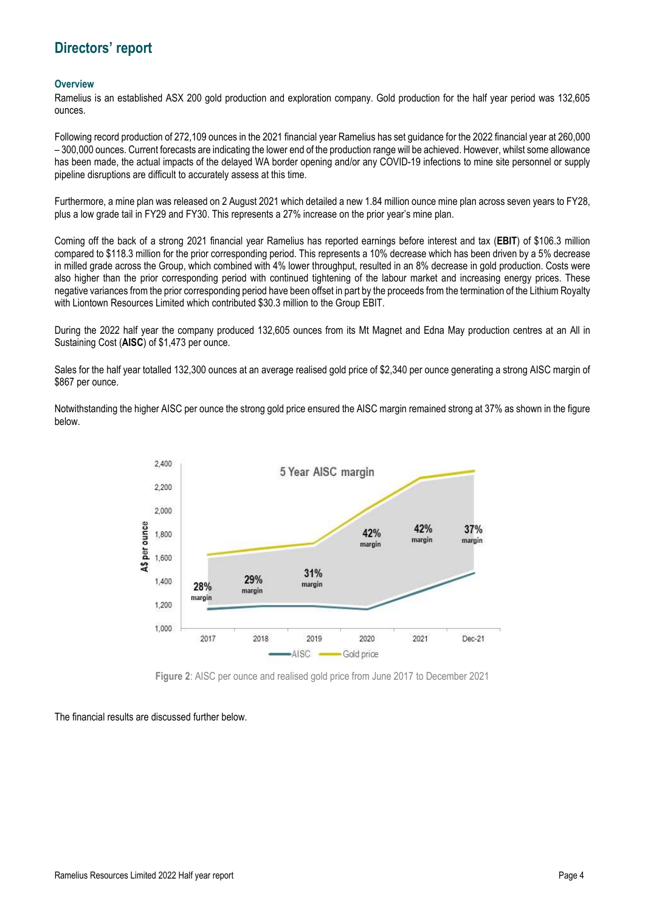## Directors' report

### Overview

Ramelius is an established ASX 200 gold production and exploration company. Gold production for the half year period was 132,605 ounces.

Following record production of 272,109 ounces in the 2021 financial year Ramelius has set guidance for the 2022 financial year at 260,000 – 300,000 ounces. Current forecasts are indicating the lower end of the production range will be achieved. However, whilst some allowance has been made, the actual impacts of the delayed WA border opening and/or any COVID-19 infections to mine site personnel or supply pipeline disruptions are difficult to accurately assess at this time.

Furthermore, a mine plan was released on 2 August 2021 which detailed a new 1.84 million ounce mine plan across seven years to FY28, plus a low grade tail in FY29 and FY30. This represents a 27% increase on the prior year's mine plan.

Coming off the back of a strong 2021 financial year Ramelius has reported earnings before interest and tax (**EBIT**) of $106.3 million compared to $118.3 million for the prior corresponding period. This represents a 10% decrease which has been driven by a 5% decrease in milled grade across the Group, which combined with 4% lower throughput, resulted in an 8% decrease in gold production. Costs were also higher than the prior corresponding period with continued tightening of the labour market and increasing energy prices. These negative variances from the prior corresponding period have been offset in part by the proceeds from the termination of the Lithium Royalty with Liontown Resources Limited which contributed $30.3 million to the Group EBIT.

During the 2022 half year the company produced 132,605 ounces from its Mt Magnet and Edna May production centres at an All in Sustaining Cost (**AISC**) of $1,473 per ounce.

Sales for the half year totalled 132,300 ounces at an average realised gold price of $2,340 per ounce generating a strong AISC margin of $867 per ounce.

Notwithstanding the higher AISC per ounce the strong gold price ensured the AISC margin remained strong at 37% as shown in the figure below.

**Figure 2**: AISC per ounce and realised gold price from June 2017 to December 2021

The financial results are discussed further below.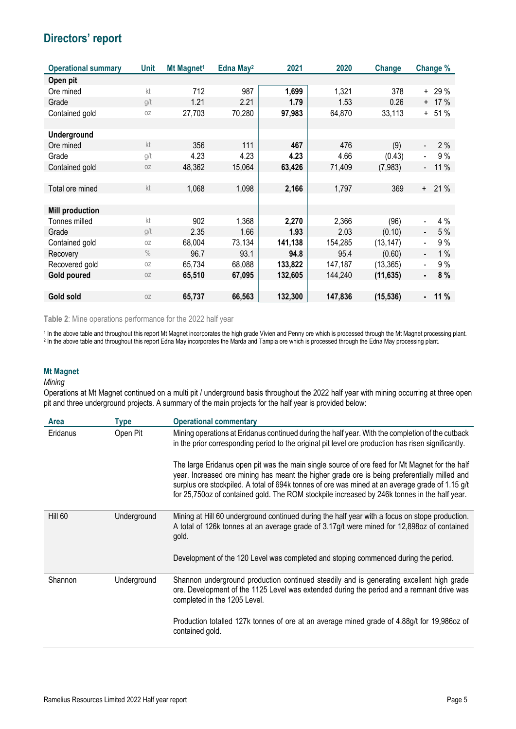# Directors' report

| Operational summary | Unit | Mt Magnet[1] | Edna May[2] | 2021 | 2020 | Change | Change % |
|---|---|---|---|---|---|---|---|
| **Open pit** | | | | | | | |
| Ore mined | kt | 712 | 987 | **1,699** | 1,321 | 378 | + 29 % |
| Grade | g/t | 1.21 | 2.21 | **1.79** | 1.53 | 0.26 | + 17 % |
| Contained gold | oz | 27,703 | 70,280 | **97,983** | 64,870 | 33,113 | + 51 % |
| | | | | | | | |
| **Underground** | | | | | | | |
| Ore mined | kt | 356 | 111 | **467** | 476 | (9) | - 2 % |
| Grade | g/t | 4.23 | 4.23 | **4.23** | 4.66 | (0.43) | - 9 % |
| Contained gold | oz | 48,362 | 15,064 | **63,426** | 71,409 | (7,983) | - 11 % |
| | | | | | | | |
| Total ore mined | kt | 1,068 | 1,098 | **2,166** | 1,797 | 369 | + 21 % |
| | | | | | | | |
| **Mill production** | | | | | | | |
| Tonnes milled | kt | 902 | 1,368 | **2,270** | 2,366 | (96) | - 4 % |
| Grade | g/t | 2.35 | 1.66 | **1.93** | 2.03 | (0.10) | - 5 % |
| Contained gold | oz | 68,004 | 73,134 | **141,138** | 154,285 | (13,147) | - 9 % |
| Recovery | % | 96.7 | 93.1 | **94.8** | 95.4 | (0.60) | - 1 % |
| Recovered gold | oz | 65,734 | 68,088 | **133,822** | 147,187 | (13,365) | - 9 % |
| **Gold poured** | oz | **65,510** | **67,095** | **132,605** | **144,240** | **(11,635)** | **- 8 %** |
| | | | | | | | |
| **Gold sold** | oz | **65,737** | **66,563** | **132,300** | **147,836** | **(15,536)** | **- 11 %** |

**Table 2**: Mine operations performance for the 2022 half year

[1] In the above table and throughout this report Mt Magnet incorporates the high grade Vivien and Penny ore which is processed through the Mt Magnet processing plant.
[2] In the above table and throughout this report Edna May incorporates the Marda and Tampia ore which is processed through the Edna May processing plant.

### Mt Magnet

*Mining*

Operations at Mt Magnet continued on a multi pit / underground basis throughout the 2022 half year with mining occurring at three open pit and three underground projects. A summary of the main projects for the half year is provided below:

| Area | Type | Operational commentary |
|---|---|---|
| Eridanus | Open Pit | Mining operations at Eridanus continued during the half year. With the completion of the cutback in the prior corresponding period to the original pit level ore production has risen significantly.<br><br>The large Eridanus open pit was the main single source of ore feed for Mt Magnet for the half year. Increased ore mining has meant the higher grade ore is being preferentially milled and surplus ore stockpiled. A total of 694k tonnes of ore was mined at an average grade of 1.15 g/t for 25,750oz of contained gold. The ROM stockpile increased by 246k tonnes in the half year. |
| Hill 60 | Underground | Mining at Hill 60 underground continued during the half year with a focus on stope production. A total of 126k tonnes at an average grade of 3.17g/t were mined for 12,898oz of contained gold.<br><br>Development of the 120 Level was completed and stoping commenced during the period. |
| Shannon | Underground | Shannon underground production continued steadily and is generating excellent high grade ore. Development of the 1125 Level was extended during the period and a remnant drive was completed in the 1205 Level.<br><br>Production totalled 127k tonnes of ore at an average mined grade of 4.88g/t for 19,986oz of contained gold. |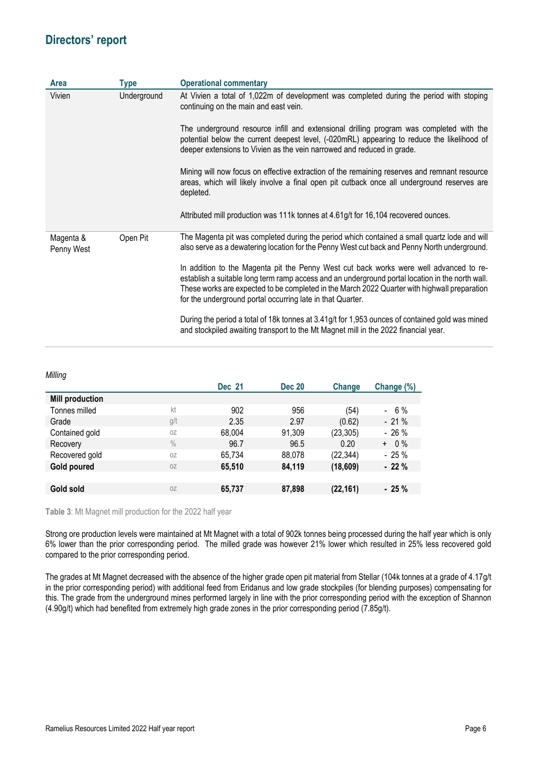## Directors' report

| Area | Type | Operational commentary |
|---|---|---|
| Vivien | Underground | At Vivien a total of 1,022m of development was completed during the period with stoping continuing on the main and east vein.<br><br>The underground resource infill and extensional drilling program was completed with the potential below the current deepest level, (-020mRL) appearing to reduce the likelihood of deeper extensions to Vivien as the vein narrowed and reduced in grade.<br><br>Mining will now focus on effective extraction of the remaining reserves and remnant resource areas, which will likely involve a final open pit cutback once all underground reserves are depleted.<br><br>Attributed mill production was 111k tonnes at 4.61g/t for 16,104 recovered ounces. |
| Magenta & Penny West | Open Pit | The Magenta pit was completed during the period which contained a small quartz lode and will also serve as a dewatering location for the Penny West cut back and Penny North underground.<br><br>In addition to the Magenta pit the Penny West cut back works were well advanced to re-establish a suitable long term ramp access and an underground portal location in the north wall. These works are expected to be completed in the March 2022 Quarter with highwall preparation for the underground portal occurring late in that Quarter.<br><br>During the period a total of 18k tonnes at 3.41g/t for 1,953 ounces of contained gold was mined and stockpiled awaiting transport to the Mt Magnet mill in the 2022 financial year. |

*Milling*

| | | Dec 21 | Dec 20 | Change | Change (%) |
|---|---|---|---|---|---|
| **Mill production** | | | | | |
| Tonnes milled | kt | 902 | 956 | (54) | - 6 % |
| Grade | g/t | 2.35 | 2.97 | (0.62) | - 21 % |
| Contained gold | oz | 68,004 | 91,309 | (23,305) | - 26 % |
| Recovery | % | 96.7 | 96.5 | 0.20 | + 0 % |
| Recovered gold | oz | 65,734 | 88,078 | (22,344) | - 25 % |
| **Gold poured** | oz | **65,510** | **84,119** | **(18,609)** | **- 22 %** |
| | | | | | |
| **Gold sold** | oz | **65,737** | **87,898** | **(22,161)** | **- 25 %** |

**Table 3**: Mt Magnet mill production for the 2022 half year

Strong ore production levels were maintained at Mt Magnet with a total of 902k tonnes being processed during the half year which is only 6% lower than the prior corresponding period. The milled grade was however 21% lower which resulted in 25% less recovered gold compared to the prior corresponding period.

The grades at Mt Magnet decreased with the absence of the higher grade open pit material from Stellar (104k tonnes at a grade of 4.17g/t in the prior corresponding period) with additional feed from Eridanus and low grade stockpiles (for blending purposes) compensating for this. The grade from the underground mines performed largely in line with the prior corresponding period with the exception of Shannon (4.90g/t) which had benefited from extremely high grade zones in the prior corresponding period (7.85g/t).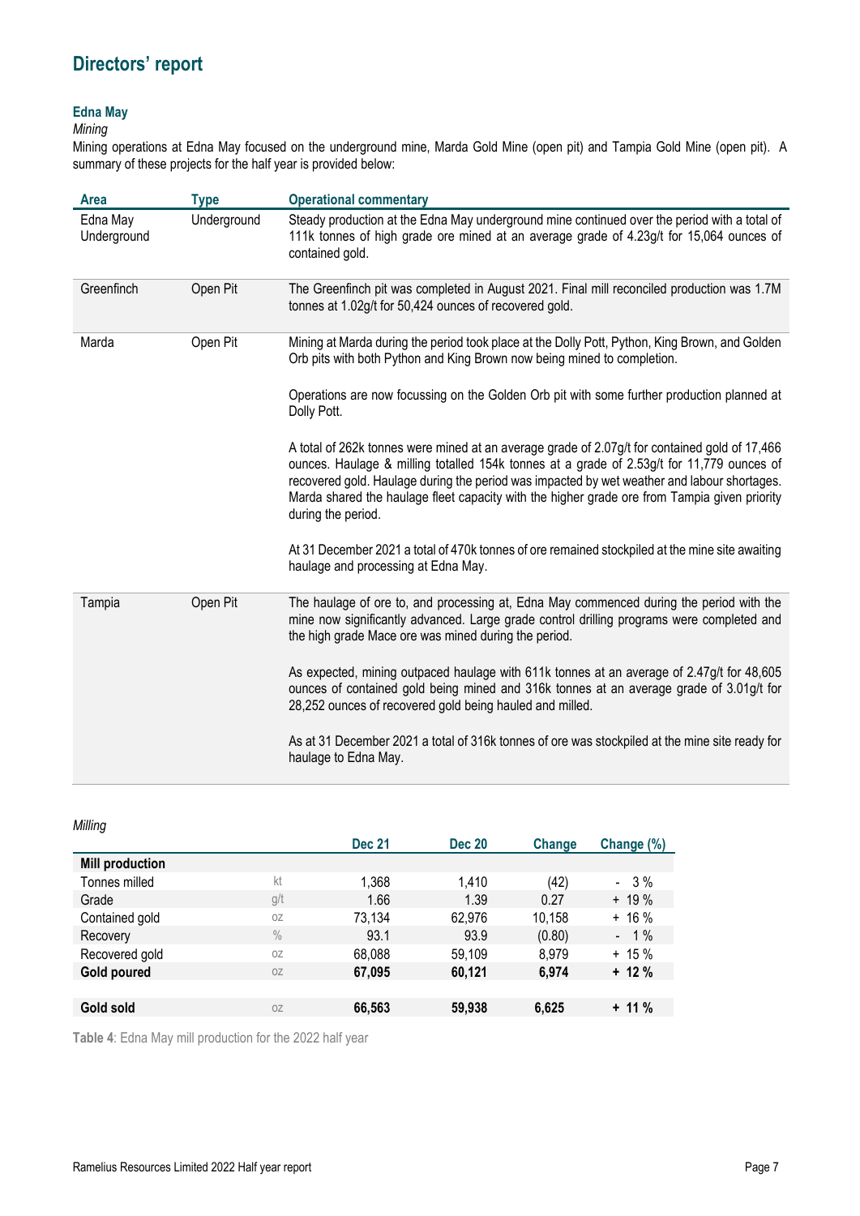# Directors' report

### Edna May

*Mining*

Mining operations at Edna May focused on the underground mine, Marda Gold Mine (open pit) and Tampia Gold Mine (open pit). A summary of these projects for the half year is provided below:

| Area | Type | Operational commentary |
|---|---|---|
| Edna May Underground | Underground | Steady production at the Edna May underground mine continued over the period with a total of 111k tonnes of high grade ore mined at an average grade of 4.23g/t for 15,064 ounces of contained gold. |
| Greenfinch | Open Pit | The Greenfinch pit was completed in August 2021. Final mill reconciled production was 1.7M tonnes at 1.02g/t for 50,424 ounces of recovered gold. |
| Marda | Open Pit | Mining at Marda during the period took place at the Dolly Pott, Python, King Brown, and Golden Orb pits with both Python and King Brown now being mined to completion.<br><br>Operations are now focussing on the Golden Orb pit with some further production planned at Dolly Pott.<br><br>A total of 262k tonnes were mined at an average grade of 2.07g/t for contained gold of 17,466 ounces. Haulage & milling totalled 154k tonnes at a grade of 2.53g/t for 11,779 ounces of recovered gold. Haulage during the period was impacted by wet weather and labour shortages. Marda shared the haulage fleet capacity with the higher grade ore from Tampia given priority during the period.<br><br>At 31 December 2021 a total of 470k tonnes of ore remained stockpiled at the mine site awaiting haulage and processing at Edna May. |
| Tampia | Open Pit | The haulage of ore to, and processing at, Edna May commenced during the period with the mine now significantly advanced. Large grade control drilling programs were completed and the high grade Mace ore was mined during the period.<br><br>As expected, mining outpaced haulage with 611k tonnes at an average of 2.47g/t for 48,605 ounces of contained gold being mined and 316k tonnes at an average grade of 3.01g/t for 28,252 ounces of recovered gold being hauled and milled.<br><br>As at 31 December 2021 a total of 316k tonnes of ore was stockpiled at the mine site ready for haulage to Edna May. |

*Milling*

| | | Dec 21 | Dec 20 | Change | Change (%) |
|---|---|---|---|---|---|
| **Mill production** | | | | | |
| Tonnes milled | kt | 1,368 | 1,410 | (42) | - 3 % |
| Grade | g/t | 1.66 | 1.39 | 0.27 | + 19 % |
| Contained gold | oz | 73,134 | 62,976 | 10,158 | + 16 % |
| Recovery | % | 93.1 | 93.9 | (0.80) | - 1 % |
| Recovered gold | oz | 68,088 | 59,109 | 8,979 | + 15 % |
| **Gold poured** | oz | **67,095** | **60,121** | **6,974** | **+ 12 %** |
| | | | | | |
| **Gold sold** | oz | **66,563** | **59,938** | **6,625** | **+ 11 %** |

**Table 4**: Edna May mill production for the 2022 half year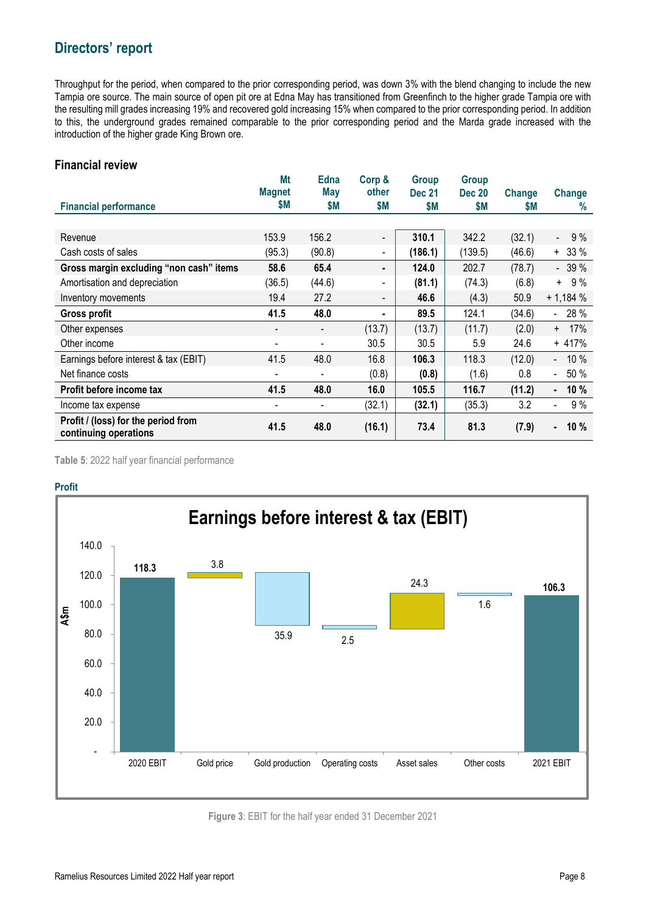## Directors' report

Throughput for the period, when compared to the prior corresponding period, was down 3% with the blend changing to include the new Tampia ore source. The main source of open pit ore at Edna May has transitioned from Greenfinch to the higher grade Tampia ore with the resulting mill grades increasing 19% and recovered gold increasing 15% when compared to the prior corresponding period. In addition to this, the underground grades remained comparable to the prior corresponding period and the Marda grade increased with the introduction of the higher grade King Brown ore.

### Financial review

| Financial performance | Mt Magnet $M | Edna May $M | Corp & other $M | Group Dec 21 $M | Group Dec 20 $M | Change $M | Change % |
|---|---|---|---|---|---|---|---|
| Revenue | 153.9 | 156.2 | - | **310.1** | 342.2 | (32.1) | - 9 % |
| Cash costs of sales | (95.3) | (90.8) | - | **(186.1)** | (139.5) | (46.6) | + 33 % |
| **Gross margin excluding "non cash" items** | **58.6** | **65.4** | **-** | **124.0** | 202.7 | (78.7) | - 39 % |
| Amortisation and depreciation | (36.5) | (44.6) | - | **(81.1)** | (74.3) | (6.8) | + 9 % |
| Inventory movements | 19.4 | 27.2 | - | **46.6** | (4.3) | 50.9 | + 1,184 % |
| **Gross profit** | **41.5** | **48.0** | **-** | **89.5** | 124.1 | (34.6) | - 28 % |
| Other expenses | - | - | (13.7) | (13.7) | (11.7) | (2.0) | + 17% |
| Other income | - | - | 30.5 | 30.5 | 5.9 | 24.6 | + 417% |
| Earnings before interest & tax (EBIT) | 41.5 | 48.0 | 16.8 | **106.3** | 118.3 | (12.0) | - 10 % |
| Net finance costs | - | - | (0.8) | **(0.8)** | (1.6) | 0.8 | - 50 % |
| **Profit before income tax** | **41.5** | **48.0** | **16.0** | **105.5** | **116.7** | **(11.2)** | **- 10 %** |
| Income tax expense | - | - | (32.1) | **(32.1)** | (35.3) | 3.2 | - 9 % |
| **Profit / (loss) for the period from continuing operations** | **41.5** | **48.0** | **(16.1)** | **73.4** | **81.3** | **(7.9)** | **- 10 %** |

**Table 5**: 2022 half year financial performance

### Profit

**Earnings before interest & tax (EBIT)** (A$m)

| | 2020 EBIT | Gold price | Gold production | Operating costs | Asset sales | Other costs | 2021 EBIT |
|---|---|---|---|---|---|---|---|
| A$m | 118.3 | 3.8 | 35.9 | 2.5 | 24.3 | 1.6 | 106.3 |

**Figure 3**: EBIT for the half year ended 31 December 2021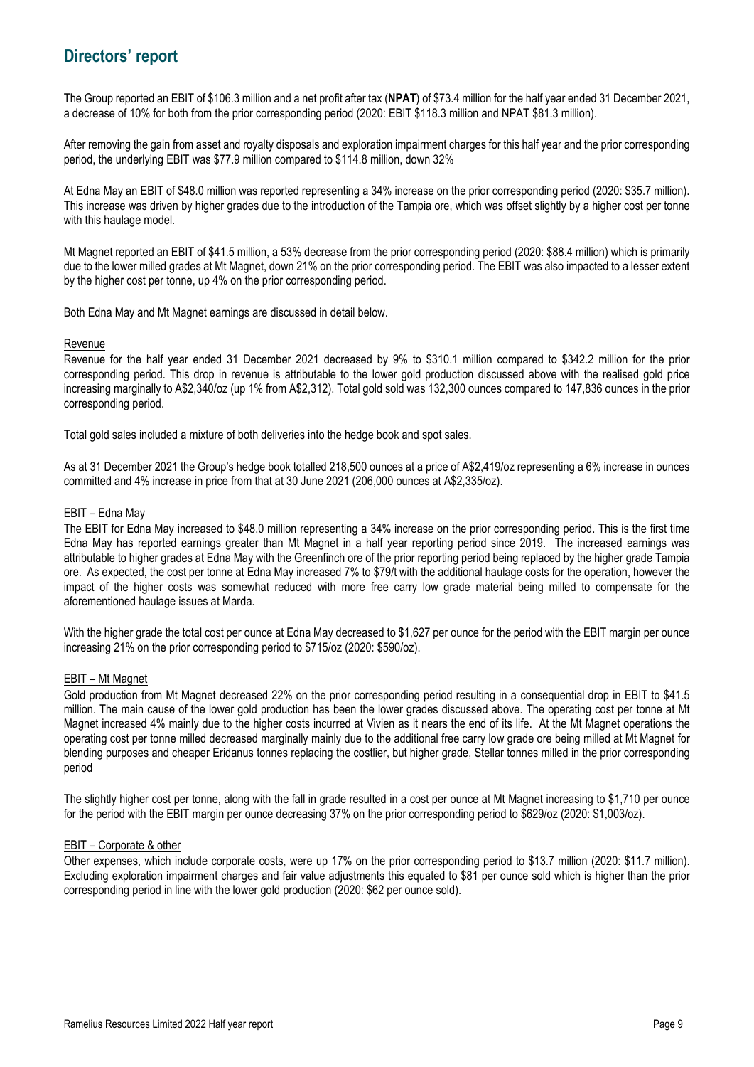## Directors' report

The Group reported an EBIT of $106.3 million and a net profit after tax (**NPAT**) of $73.4 million for the half year ended 31 December 2021, a decrease of 10% for both from the prior corresponding period (2020: EBIT $118.3 million and NPAT $81.3 million).

After removing the gain from asset and royalty disposals and exploration impairment charges for this half year and the prior corresponding period, the underlying EBIT was $77.9 million compared to $114.8 million, down 32%

At Edna May an EBIT of $48.0 million was reported representing a 34% increase on the prior corresponding period (2020: $35.7 million). This increase was driven by higher grades due to the introduction of the Tampia ore, which was offset slightly by a higher cost per tonne with this haulage model.

Mt Magnet reported an EBIT of $41.5 million, a 53% decrease from the prior corresponding period (2020: $88.4 million) which is primarily due to the lower milled grades at Mt Magnet, down 21% on the prior corresponding period. The EBIT was also impacted to a lesser extent by the higher cost per tonne, up 4% on the prior corresponding period.

Both Edna May and Mt Magnet earnings are discussed in detail below.

### Revenue

Revenue for the half year ended 31 December 2021 decreased by 9% to $310.1 million compared to $342.2 million for the prior corresponding period. This drop in revenue is attributable to the lower gold production discussed above with the realised gold price increasing marginally to A$2,340/oz (up 1% from A$2,312). Total gold sold was 132,300 ounces compared to 147,836 ounces in the prior corresponding period.

Total gold sales included a mixture of both deliveries into the hedge book and spot sales.

As at 31 December 2021 the Group's hedge book totalled 218,500 ounces at a price of A$2,419/oz representing a 6% increase in ounces committed and 4% increase in price from that at 30 June 2021 (206,000 ounces at A$2,335/oz).

### EBIT – Edna May

The EBIT for Edna May increased to $48.0 million representing a 34% increase on the prior corresponding period. This is the first time Edna May has reported earnings greater than Mt Magnet in a half year reporting period since 2019. The increased earnings was attributable to higher grades at Edna May with the Greenfinch ore of the prior reporting period being replaced by the higher grade Tampia ore. As expected, the cost per tonne at Edna May increased 7% to $79/t with the additional haulage costs for the operation, however the impact of the higher costs was somewhat reduced with more free carry low grade material being milled to compensate for the aforementioned haulage issues at Marda.

With the higher grade the total cost per ounce at Edna May decreased to $1,627 per ounce for the period with the EBIT margin per ounce increasing 21% on the prior corresponding period to $715/oz (2020: $590/oz).

### EBIT – Mt Magnet

Gold production from Mt Magnet decreased 22% on the prior corresponding period resulting in a consequential drop in EBIT to $41.5 million. The main cause of the lower gold production has been the lower grades discussed above. The operating cost per tonne at Mt Magnet increased 4% mainly due to the higher costs incurred at Vivien as it nears the end of its life. At the Mt Magnet operations the operating cost per tonne milled decreased marginally mainly due to the additional free carry low grade ore being milled at Mt Magnet for blending purposes and cheaper Eridanus tonnes replacing the costlier, but higher grade, Stellar tonnes milled in the prior corresponding period

The slightly higher cost per tonne, along with the fall in grade resulted in a cost per ounce at Mt Magnet increasing to $1,710 per ounce for the period with the EBIT margin per ounce decreasing 37% on the prior corresponding period to $629/oz (2020: $1,003/oz).

### EBIT – Corporate & other

Other expenses, which include corporate costs, were up 17% on the prior corresponding period to $13.7 million (2020: $11.7 million). Excluding exploration impairment charges and fair value adjustments this equated to $81 per ounce sold which is higher than the prior corresponding period in line with the lower gold production (2020: $62 per ounce sold).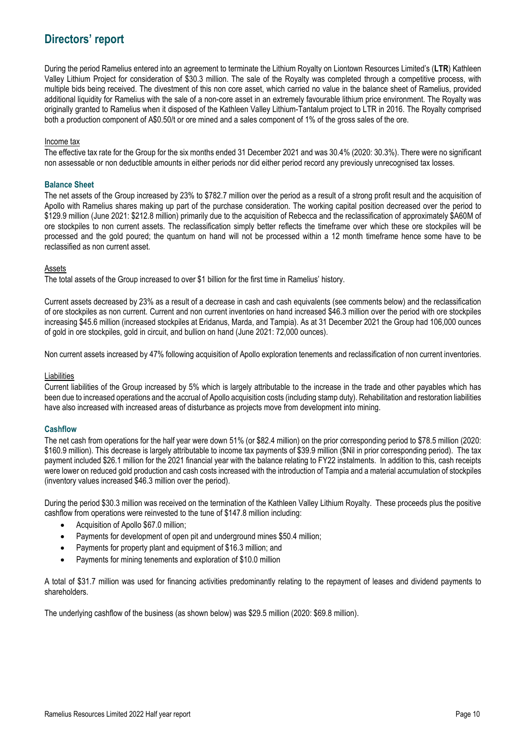# Directors' report

During the period Ramelius entered into an agreement to terminate the Lithium Royalty on Liontown Resources Limited's (**LTR**) Kathleen Valley Lithium Project for consideration of $30.3 million. The sale of the Royalty was completed through a competitive process, with multiple bids being received. The divestment of this non core asset, which carried no value in the balance sheet of Ramelius, provided additional liquidity for Ramelius with the sale of a non-core asset in an extremely favourable lithium price environment. The Royalty was originally granted to Ramelius when it disposed of the Kathleen Valley Lithium-Tantalum project to LTR in 2016. The Royalty comprised both a production component of A$0.50/t or ore mined and a sales component of 1% of the gross sales of the ore.

Income tax

The effective tax rate for the Group for the six months ended 31 December 2021 and was 30.4% (2020: 30.3%). There were no significant non assessable or non deductible amounts in either periods nor did either period record any previously unrecognised tax losses.

### Balance Sheet

The net assets of the Group increased by 23% to $782.7 million over the period as a result of a strong profit result and the acquisition of Apollo with Ramelius shares making up part of the purchase consideration. The working capital position decreased over the period to $129.9 million (June 2021: $212.8 million) primarily due to the acquisition of Rebecca and the reclassification of approximately $A60M of ore stockpiles to non current assets. The reclassification simply better reflects the timeframe over which these ore stockpiles will be processed and the gold poured; the quantum on hand will not be processed within a 12 month timeframe hence some have to be reclassified as non current asset.

Assets

The total assets of the Group increased to over $1 billion for the first time in Ramelius' history.

Current assets decreased by 23% as a result of a decrease in cash and cash equivalents (see comments below) and the reclassification of ore stockpiles as non current. Current and non current inventories on hand increased $46.3 million over the period with ore stockpiles increasing $45.6 million (increased stockpiles at Eridanus, Marda, and Tampia). As at 31 December 2021 the Group had 106,000 ounces of gold in ore stockpiles, gold in circuit, and bullion on hand (June 2021: 72,000 ounces).

Non current assets increased by 47% following acquisition of Apollo exploration tenements and reclassification of non current inventories.

Liabilities

Current liabilities of the Group increased by 5% which is largely attributable to the increase in the trade and other payables which has been due to increased operations and the accrual of Apollo acquisition costs (including stamp duty). Rehabilitation and restoration liabilities have also increased with increased areas of disturbance as projects move from development into mining.

### Cashflow

The net cash from operations for the half year were down 51% (or $82.4 million) on the prior corresponding period to $78.5 million (2020: $160.9 million). This decrease is largely attributable to income tax payments of $39.9 million ($Nil in prior corresponding period). The tax payment included $26.1 million for the 2021 financial year with the balance relating to FY22 instalments. In addition to this, cash receipts were lower on reduced gold production and cash costs increased with the introduction of Tampia and a material accumulation of stockpiles (inventory values increased $46.3 million over the period).

During the period $30.3 million was received on the termination of the Kathleen Valley Lithium Royalty. These proceeds plus the positive cashflow from operations were reinvested to the tune of $147.8 million including:

- Acquisition of Apollo $67.0 million;
- Payments for development of open pit and underground mines $50.4 million;
- Payments for property plant and equipment of $16.3 million; and
- Payments for mining tenements and exploration of $10.0 million

A total of $31.7 million was used for financing activities predominantly relating to the repayment of leases and dividend payments to shareholders.

The underlying cashflow of the business (as shown below) was $29.5 million (2020: $69.8 million).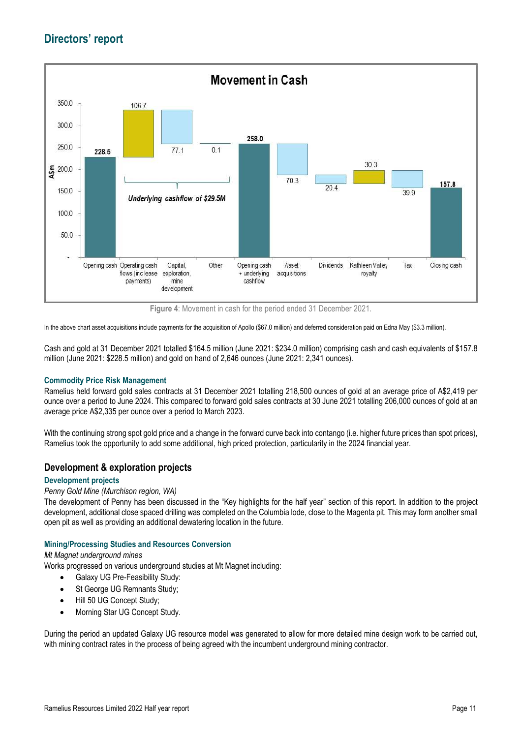## Directors' report

**Movement in Cash**

| | A$m |
|---|---|
| Opening cash | 228.5 |
| Operating cash flows (inc lease payments) | 106.7 |
| Capital, exploration, mine development | 77.1 |
| Other | 0.1 |
| Opening cash + underlying cashflow | 258.0 |
| Asset acquisitions | 70.3 |
| Dividends | 20.4 |
| Kathleen Valley royalty | 30.3 |
| Tax | 39.9 |
| Closing cash | 157.8 |

*Underlying cashflow of $29.5M*

**Figure 4**: Movement in cash for the period ended 31 December 2021.

In the above chart asset acquisitions include payments for the acquisition of Apollo ($67.0 million) and deferred consideration paid on Edna May ($3.3 million).

Cash and gold at 31 December 2021 totalled $164.5 million (June 2021: $234.0 million) comprising cash and cash equivalents of $157.8 million (June 2021: $228.5 million) and gold on hand of 2,646 ounces (June 2021: 2,341 ounces).

### Commodity Price Risk Management

Ramelius held forward gold sales contracts at 31 December 2021 totalling 218,500 ounces of gold at an average price of A$2,419 per ounce over a period to June 2024. This compared to forward gold sales contracts at 30 June 2021 totalling 206,000 ounces of gold at an average price A$2,335 per ounce over a period to March 2023.

With the continuing strong spot gold price and a change in the forward curve back into contango (i.e. higher future prices than spot prices), Ramelius took the opportunity to add some additional, high priced protection, particularity in the 2024 financial year.

## Development & exploration projects

### Development projects

*Penny Gold Mine (Murchison region, WA)*

The development of Penny has been discussed in the "Key highlights for the half year" section of this report. In addition to the project development, additional close spaced drilling was completed on the Columbia lode, close to the Magenta pit. This may form another small open pit as well as providing an additional dewatering location in the future.

### Mining/Processing Studies and Resources Conversion

*Mt Magnet underground mines*

Works progressed on various underground studies at Mt Magnet including:

- Galaxy UG Pre-Feasibility Study:
- St George UG Remnants Study;
- Hill 50 UG Concept Study;
- Morning Star UG Concept Study.

During the period an updated Galaxy UG resource model was generated to allow for more detailed mine design work to be carried out, with mining contract rates in the process of being agreed with the incumbent underground mining contractor.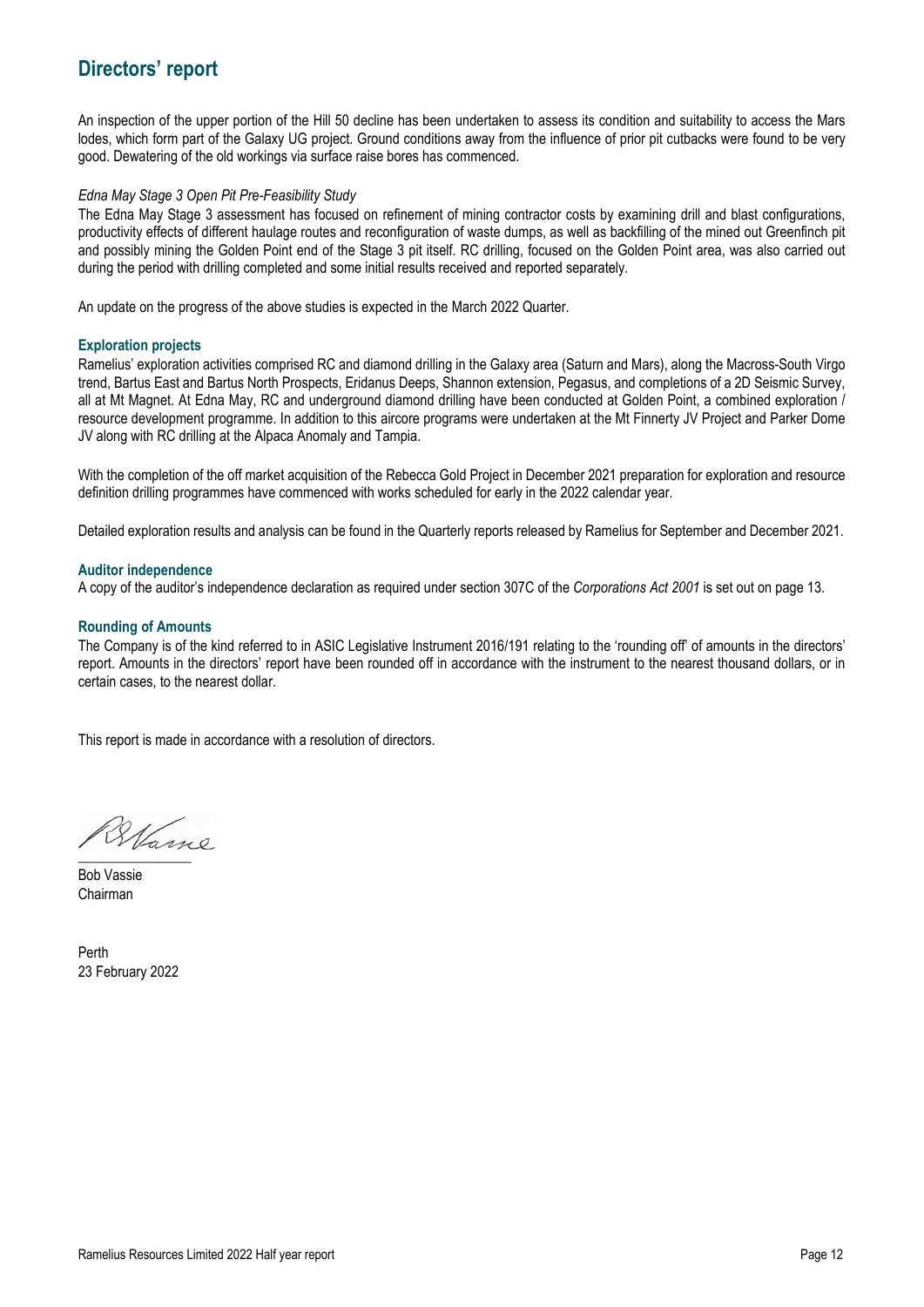# Directors' report

An inspection of the upper portion of the Hill 50 decline has been undertaken to assess its condition and suitability to access the Mars lodes, which form part of the Galaxy UG project. Ground conditions away from the influence of prior pit cutbacks were found to be very good. Dewatering of the old workings via surface raise bores has commenced.

*Edna May Stage 3 Open Pit Pre-Feasibility Study*

The Edna May Stage 3 assessment has focused on refinement of mining contractor costs by examining drill and blast configurations, productivity effects of different haulage routes and reconfiguration of waste dumps, as well as backfilling of the mined out Greenfinch pit and possibly mining the Golden Point end of the Stage 3 pit itself. RC drilling, focused on the Golden Point area, was also carried out during the period with drilling completed and some initial results received and reported separately.

An update on the progress of the above studies is expected in the March 2022 Quarter.

### Exploration projects

Ramelius' exploration activities comprised RC and diamond drilling in the Galaxy area (Saturn and Mars), along the Macross-South Virgo trend, Bartus East and Bartus North Prospects, Eridanus Deeps, Shannon extension, Pegasus, and completions of a 2D Seismic Survey, all at Mt Magnet. At Edna May, RC and underground diamond drilling have been conducted at Golden Point, a combined exploration / resource development programme. In addition to this aircore programs were undertaken at the Mt Finnerty JV Project and Parker Dome JV along with RC drilling at the Alpaca Anomaly and Tampia.

With the completion of the off market acquisition of the Rebecca Gold Project in December 2021 preparation for exploration and resource definition drilling programmes have commenced with works scheduled for early in the 2022 calendar year.

Detailed exploration results and analysis can be found in the Quarterly reports released by Ramelius for September and December 2021.

### Auditor independence

A copy of the auditor's independence declaration as required under section 307C of the *Corporations Act 2001* is set out on page 13.

### Rounding of Amounts

The Company is of the kind referred to in ASIC Legislative Instrument 2016/191 relating to the 'rounding off' of amounts in the directors' report. Amounts in the directors' report have been rounded off in accordance with the instrument to the nearest thousand dollars, or in certain cases, to the nearest dollar.

This report is made in accordance with a resolution of directors.

Bob Vassie
Chairman

Perth
23 February 2022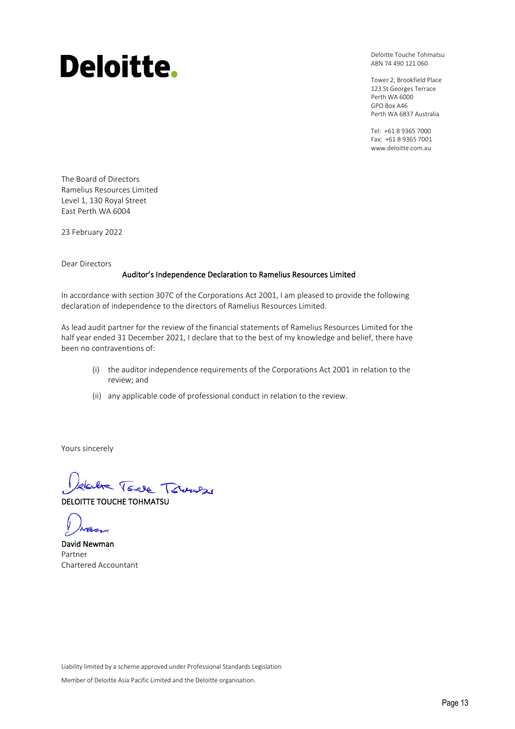Deloitte.

Deloitte Touche Tohmatsu
ABN 74 490 121 060

Tower 2, Brookfield Place
123 St Georges Terrace
Perth WA 6000
GPO Box A46
Perth WA 6837 Australia

Tel: +61 8 9365 7000
Fax: +61 8 9365 7001
www.deloitte.com.au

The Board of Directors
Ramelius Resources Limited
Level 1, 130 Royal Street
East Perth WA 6004

23 February 2022

Dear Directors

**Auditor's Independence Declaration to Ramelius Resources Limited**

In accordance with section 307C of the Corporations Act 2001, I am pleased to provide the following declaration of independence to the directors of Ramelius Resources Limited.

As lead audit partner for the review of the financial statements of Ramelius Resources Limited for the half year ended 31 December 2021, I declare that to the best of my knowledge and belief, there have been no contraventions of:

(i) the auditor independence requirements of the Corporations Act 2001 in relation to the review; and

(ii) any applicable code of professional conduct in relation to the review.

Yours sincerely

DELOITTE TOUCHE TOHMATSU

**David Newman**
Partner
Chartered Accountant

Liability limited by a scheme approved under Professional Standards Legislation

Member of Deloitte Asia Pacific Limited and the Deloitte organisation.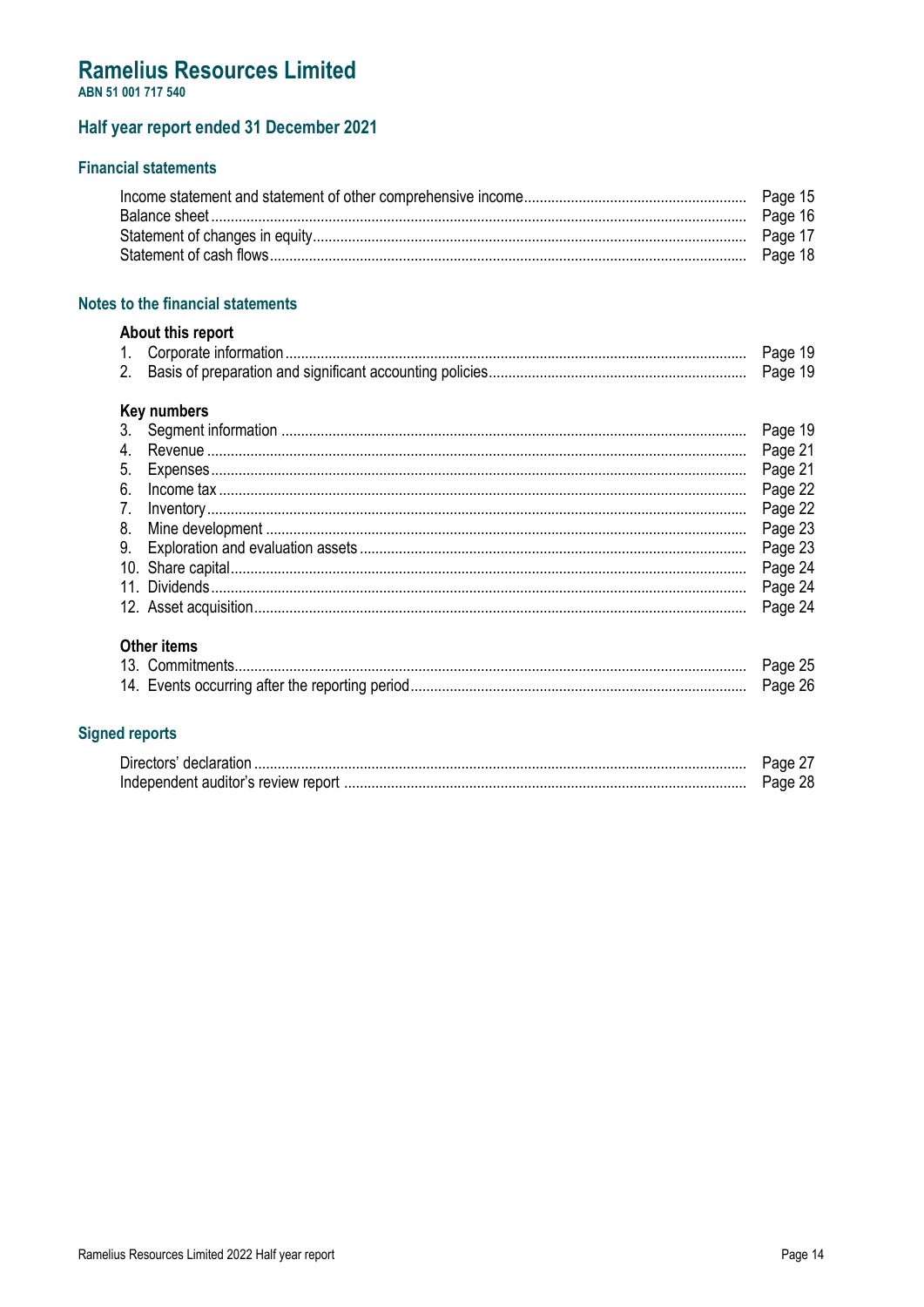# Ramelius Resources Limited

**ABN 51 001 717 540**

## Half year report ended 31 December 2021

### Financial statements

| | |
|---|---|
| Income statement and statement of other comprehensive income | Page 15 |
| Balance sheet | Page 16 |
| Statement of changes in equity | Page 17 |
| Statement of cash flows | Page 18 |

### Notes to the financial statements

**About this report**

| | |
|---|---|
| 1. Corporate information | Page 19 |
| 2. Basis of preparation and significant accounting policies | Page 19 |

**Key numbers**

| | |
|---|---|
| 3. Segment information | Page 19 |
| 4. Revenue | Page 21 |
| 5. Expenses | Page 21 |
| 6. Income tax | Page 22 |
| 7. Inventory | Page 22 |
| 8. Mine development | Page 23 |
| 9. Exploration and evaluation assets | Page 23 |
| 10. Share capital | Page 24 |
| 11. Dividends | Page 24 |
| 12. Asset acquisition | Page 24 |

**Other items**

| | |
|---|---|
| 13. Commitments | Page 25 |
| 14. Events occurring after the reporting period | Page 26 |

### Signed reports

| | |
|---|---|
| Directors' declaration | Page 27 |
| Independent auditor's review report | Page 28 |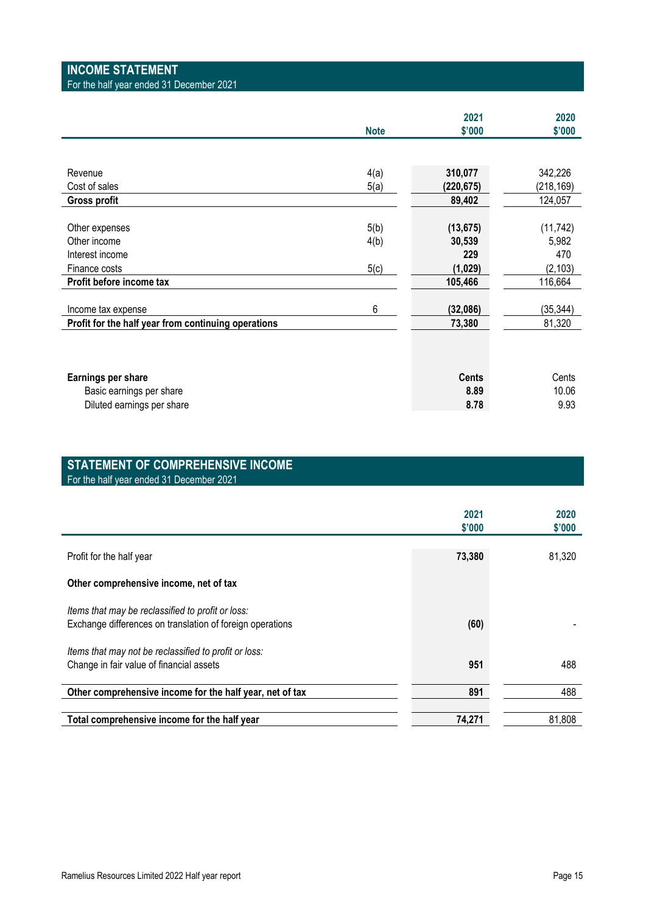## INCOME STATEMENT

For the half year ended 31 December 2021

| | Note | 2021 $'000 | 2020 $'000 |
|---|---|---|---|
| Revenue | 4(a) | **310,077** | 342,226 |
| Cost of sales | 5(a) | **(220,675)** | (218,169) |
| **Gross profit** | | **89,402** | 124,057 |
| | | | |
| Other expenses | 5(b) | **(13,675)** | (11,742) |
| Other income | 4(b) | **30,539** | 5,982 |
| Interest income | | **229** | 470 |
| Finance costs | 5(c) | **(1,029)** | (2,103) |
| **Profit before income tax** | | **105,466** | 116,664 |
| | | | |
| Income tax expense | 6 | **(32,086)** | (35,344) |
| **Profit for the half year from continuing operations** | | **73,380** | 81,320 |
| | | | |
| **Earnings per share** | | **Cents** | Cents |
| Basic earnings per share | | **8.89** | 10.06 |
| Diluted earnings per share | | **8.78** | 9.93 |

## STATEMENT OF COMPREHENSIVE INCOME

For the half year ended 31 December 2021

| | 2021 $'000 | 2020 $'000 |
|---|---|---|
| Profit for the half year | **73,380** | 81,320 |
| **Other comprehensive income, net of tax** | | |
| *Items that may be reclassified to profit or loss:* | | |
| Exchange differences on translation of foreign operations | **(60)** | - |
| *Items that may not be reclassified to profit or loss:* | | |
| Change in fair value of financial assets | **951** | 488 |
| **Other comprehensive income for the half year, net of tax** | **891** | 488 |
| | | |
| **Total comprehensive income for the half year** | **74,271** | 81,808 |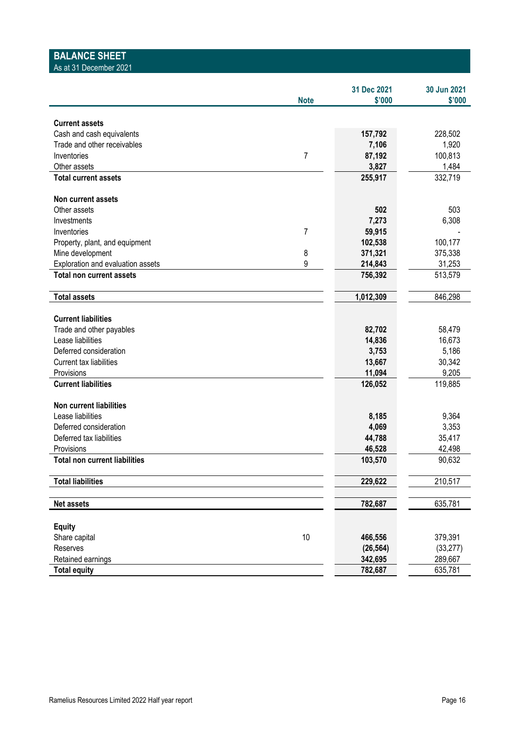## BALANCE SHEET

As at 31 December 2021

| | Note | 31 Dec 2021 $'000 | 30 Jun 2021 $'000 |
|---|---|---|---|
| **Current assets** | | | |
| Cash and cash equivalents | | **157,792** | 228,502 |
| Trade and other receivables | | **7,106** | 1,920 |
| Inventories | 7 | **87,192** | 100,813 |
| Other assets | | **3,827** | 1,484 |
| **Total current assets** | | **255,917** | 332,719 |
| **Non current assets** | | | |
| Other assets | | **502** | 503 |
| Investments | | **7,273** | 6,308 |
| Inventories | 7 | **59,915** | - |
| Property, plant, and equipment | | **102,538** | 100,177 |
| Mine development | 8 | **371,321** | 375,338 |
| Exploration and evaluation assets | 9 | **214,843** | 31,253 |
| **Total non current assets** | | **756,392** | 513,579 |
| **Total assets** | | **1,012,309** | 846,298 |
| **Current liabilities** | | | |
| Trade and other payables | | **82,702** | 58,479 |
| Lease liabilities | | **14,836** | 16,673 |
| Deferred consideration | | **3,753** | 5,186 |
| Current tax liabilities | | **13,667** | 30,342 |
| Provisions | | **11,094** | 9,205 |
| **Current liabilities** | | **126,052** | 119,885 |
| **Non current liabilities** | | | |
| Lease liabilities | | **8,185** | 9,364 |
| Deferred consideration | | **4,069** | 3,353 |
| Deferred tax liabilities | | **44,788** | 35,417 |
| Provisions | | **46,528** | 42,498 |
| **Total non current liabilities** | | **103,570** | 90,632 |
| **Total liabilities** | | **229,622** | 210,517 |
| **Net assets** | | **782,687** | 635,781 |
| **Equity** | | | |
| Share capital | 10 | **466,556** | 379,391 |
| Reserves | | **(26,564)** | (33,277) |
| Retained earnings | | **342,695** | 289,667 |
| **Total equity** | | **782,687** | 635,781 |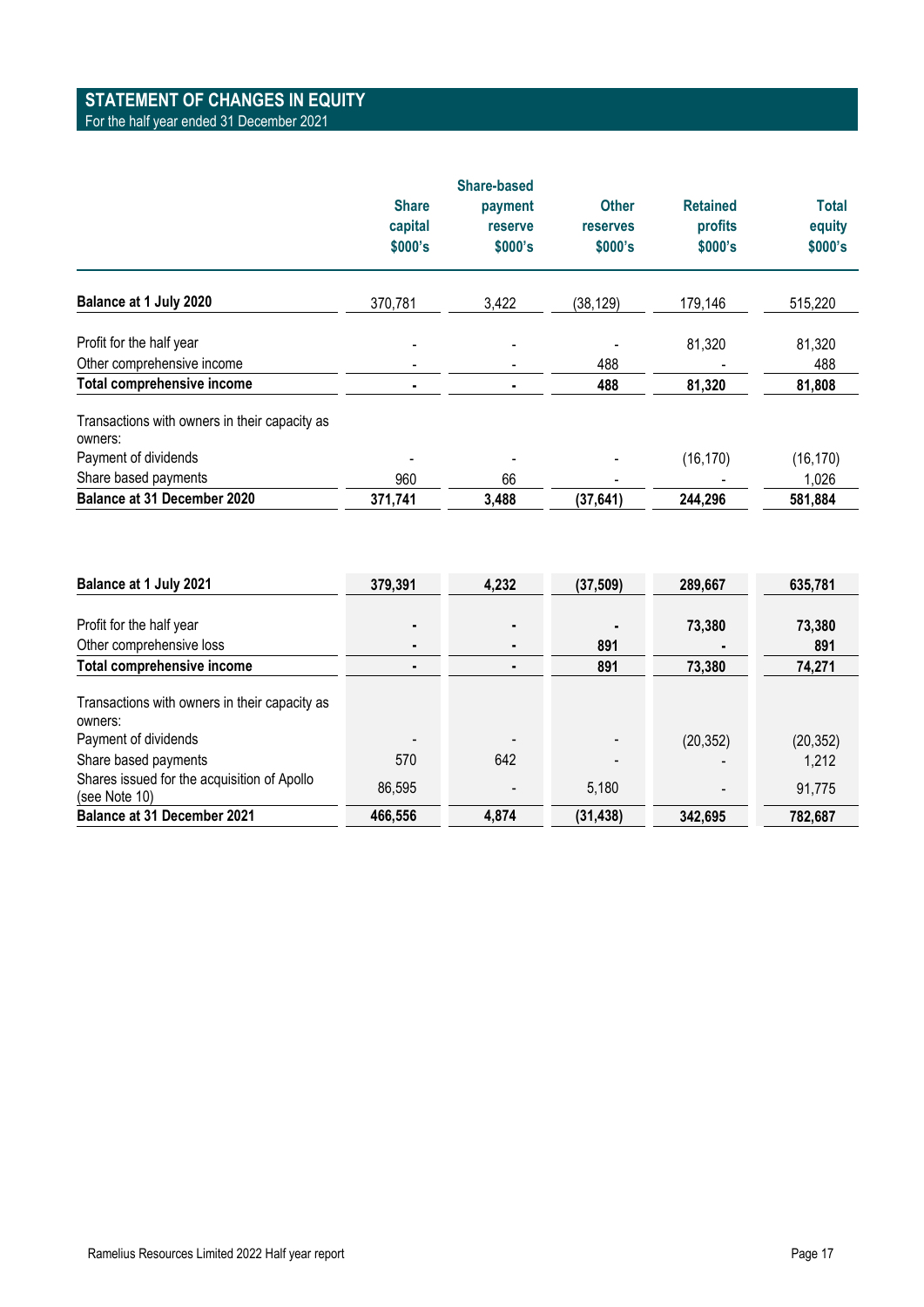## STATEMENT OF CHANGES IN EQUITY

For the half year ended 31 December 2021

| | Share capital $000's | Share-based payment reserve $000's | Other reserves $000's | Retained profits $000's | Total equity $000's |
|---|---|---|---|---|---|
| **Balance at 1 July 2020** | 370,781 | 3,422 | (38,129) | 179,146 | 515,220 |
| Profit for the half year | - | - | - | 81,320 | 81,320 |
| Other comprehensive income | - | - | 488 | - | 488 |
| **Total comprehensive income** | **-** | **-** | **488** | **81,320** | **81,808** |
| Transactions with owners in their capacity as owners: | | | | | |
| Payment of dividends | - | - | - | (16,170) | (16,170) |
| Share based payments | 960 | 66 | - | - | 1,026 |
| **Balance at 31 December 2020** | **371,741** | **3,488** | **(37,641)** | **244,296** | **581,884** |

| | Share capital $000's | Share-based payment reserve $000's | Other reserves $000's | Retained profits $000's | Total equity $000's |
|---|---|---|---|---|---|
| **Balance at 1 July 2021** | **379,391** | **4,232** | **(37,509)** | **289,667** | **635,781** |
| Profit for the half year | **-** | **-** | **-** | **73,380** | **73,380** |
| Other comprehensive loss | **-** | **-** | **891** | **-** | **891** |
| **Total comprehensive income** | **-** | **-** | **891** | **73,380** | **74,271** |
| Transactions with owners in their capacity as owners: | | | | | |
| Payment of dividends | - | - | - | (20,352) | (20,352) |
| Share based payments | 570 | 642 | - | - | 1,212 |
| Shares issued for the acquisition of Apollo (see Note 10) | 86,595 | - | 5,180 | - | 91,775 |
| **Balance at 31 December 2021** | **466,556** | **4,874** | **(31,438)** | **342,695** | **782,687** |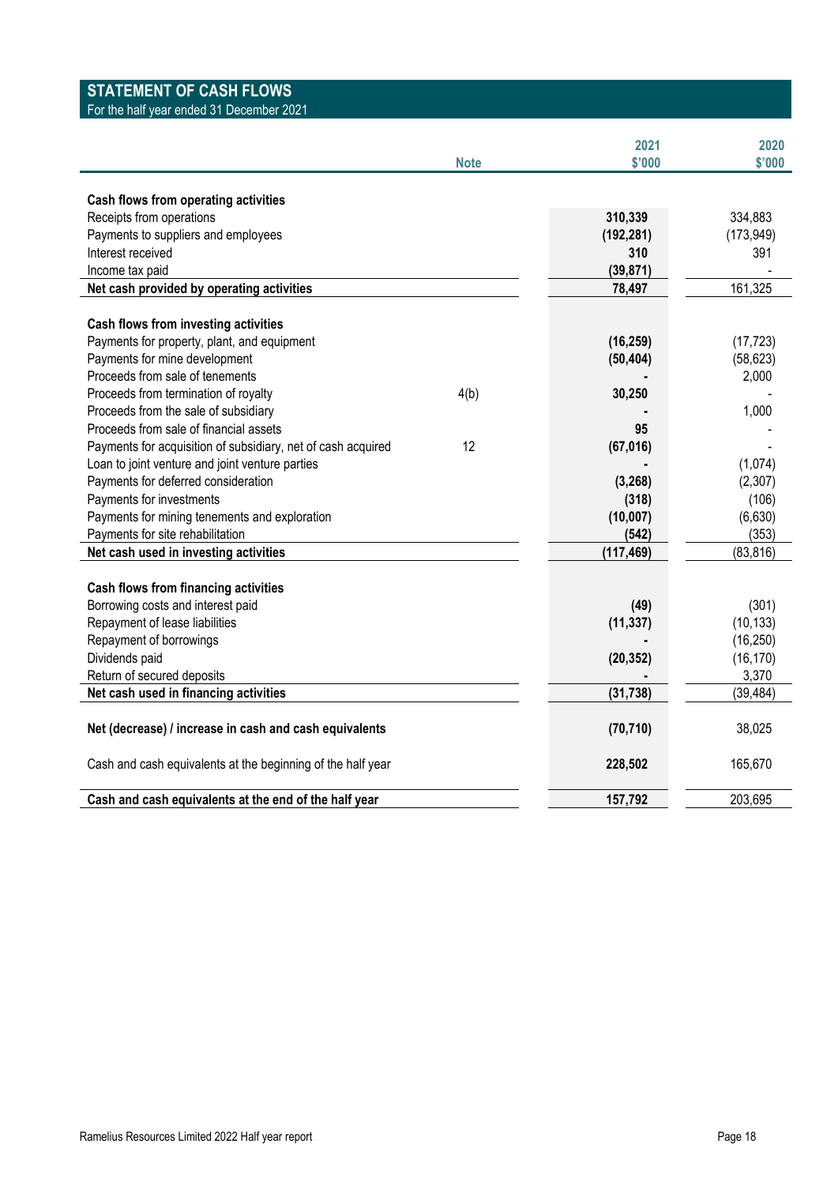## STATEMENT OF CASH FLOWS

For the half year ended 31 December 2021

| | Note | 2021 $'000 | 2020 $'000 |
|---|---|---|---|
| **Cash flows from operating activities** | | | |
| Receipts from operations | | **310,339** | 334,883 |
| Payments to suppliers and employees | | **(192,281)** | (173,949) |
| Interest received | | **310** | 391 |
| Income tax paid | | **(39,871)** | - |
| **Net cash provided by operating activities** | | **78,497** | 161,325 |
| | | | |
| **Cash flows from investing activities** | | | |
| Payments for property, plant, and equipment | | **(16,259)** | (17,723) |
| Payments for mine development | | **(50,404)** | (58,623) |
| Proceeds from sale of tenements | | **-** | 2,000 |
| Proceeds from termination of royalty | 4(b) | **30,250** | - |
| Proceeds from the sale of subsidiary | | **-** | 1,000 |
| Proceeds from sale of financial assets | | **95** | - |
| Payments for acquisition of subsidiary, net of cash acquired | 12 | **(67,016)** | - |
| Loan to joint venture and joint venture parties | | **-** | (1,074) |
| Payments for deferred consideration | | **(3,268)** | (2,307) |
| Payments for investments | | **(318)** | (106) |
| Payments for mining tenements and exploration | | **(10,007)** | (6,630) |
| Payments for site rehabilitation | | **(542)** | (353) |
| **Net cash used in investing activities** | | **(117,469)** | (83,816) |
| | | | |
| **Cash flows from financing activities** | | | |
| Borrowing costs and interest paid | | **(49)** | (301) |
| Repayment of lease liabilities | | **(11,337)** | (10,133) |
| Repayment of borrowings | | **-** | (16,250) |
| Dividends paid | | **(20,352)** | (16,170) |
| Return of secured deposits | | **-** | 3,370 |
| **Net cash used in financing activities** | | **(31,738)** | (39,484) |
| | | | |
| **Net (decrease) / increase in cash and cash equivalents** | | **(70,710)** | 38,025 |
| | | | |
| Cash and cash equivalents at the beginning of the half year | | **228,502** | 165,670 |
| | | | |
| **Cash and cash equivalents at the end of the half year** | | **157,792** | 203,695 |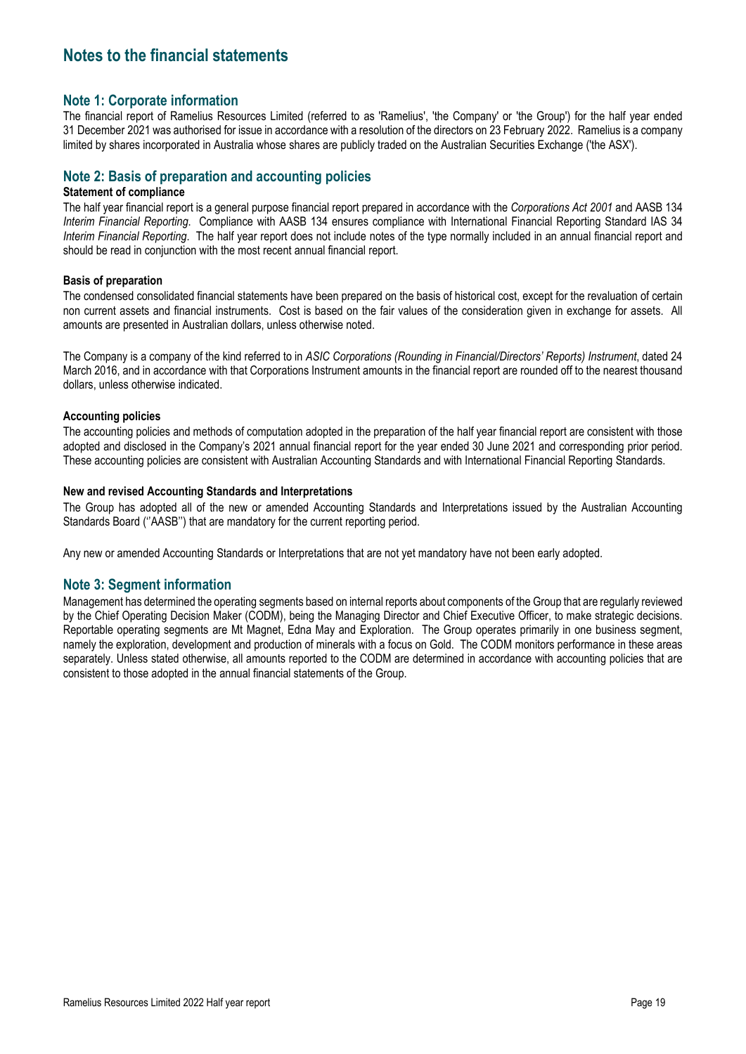# Notes to the financial statements

## Note 1: Corporate information

The financial report of Ramelius Resources Limited (referred to as 'Ramelius', 'the Company' or 'the Group') for the half year ended 31 December 2021 was authorised for issue in accordance with a resolution of the directors on 23 February 2022. Ramelius is a company limited by shares incorporated in Australia whose shares are publicly traded on the Australian Securities Exchange ('the ASX').

## Note 2: Basis of preparation and accounting policies

**Statement of compliance**

The half year financial report is a general purpose financial report prepared in accordance with the *Corporations Act 2001* and AASB 134 *Interim Financial Reporting*. Compliance with AASB 134 ensures compliance with International Financial Reporting Standard IAS 34 *Interim Financial Reporting*. The half year report does not include notes of the type normally included in an annual financial report and should be read in conjunction with the most recent annual financial report.

**Basis of preparation**

The condensed consolidated financial statements have been prepared on the basis of historical cost, except for the revaluation of certain non current assets and financial instruments. Cost is based on the fair values of the consideration given in exchange for assets. All amounts are presented in Australian dollars, unless otherwise noted.

The Company is a company of the kind referred to in *ASIC Corporations (Rounding in Financial/Directors' Reports) Instrument*, dated 24 March 2016, and in accordance with that Corporations Instrument amounts in the financial report are rounded off to the nearest thousand dollars, unless otherwise indicated.

**Accounting policies**

The accounting policies and methods of computation adopted in the preparation of the half year financial report are consistent with those adopted and disclosed in the Company's 2021 annual financial report for the year ended 30 June 2021 and corresponding prior period. These accounting policies are consistent with Australian Accounting Standards and with International Financial Reporting Standards.

**New and revised Accounting Standards and Interpretations**

The Group has adopted all of the new or amended Accounting Standards and Interpretations issued by the Australian Accounting Standards Board (''AASB'') that are mandatory for the current reporting period.

Any new or amended Accounting Standards or Interpretations that are not yet mandatory have not been early adopted.

## Note 3: Segment information

Management has determined the operating segments based on internal reports about components of the Group that are regularly reviewed by the Chief Operating Decision Maker (CODM), being the Managing Director and Chief Executive Officer, to make strategic decisions. Reportable operating segments are Mt Magnet, Edna May and Exploration. The Group operates primarily in one business segment, namely the exploration, development and production of minerals with a focus on Gold. The CODM monitors performance in these areas separately. Unless stated otherwise, all amounts reported to the CODM are determined in accordance with accounting policies that are consistent to those adopted in the annual financial statements of the Group.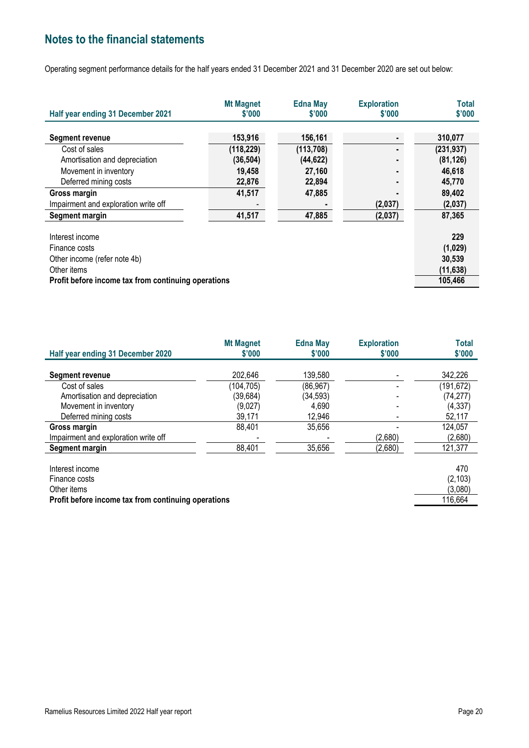## Notes to the financial statements

Operating segment performance details for the half years ended 31 December 2021 and 31 December 2020 are set out below:

| Half year ending 31 December 2021 | Mt Magnet $'000 | Edna May $'000 | Exploration $'000 | Total $'000 |
|---|---|---|---|---|
| **Segment revenue** | **153,916** | **156,161** | **-** | **310,077** |
| Cost of sales | **(118,229)** | **(113,708)** | **-** | **(231,937)** |
| Amortisation and depreciation | **(36,504)** | **(44,622)** | **-** | **(81,126)** |
| Movement in inventory | **19,458** | **27,160** | **-** | **46,618** |
| Deferred mining costs | **22,876** | **22,894** | **-** | **45,770** |
| **Gross margin** | **41,517** | **47,885** | **-** | **89,402** |
| Impairment and exploration write off | - | **-** | **(2,037)** | **(2,037)** |
| **Segment margin** | **41,517** | **47,885** | **(2,037)** | **87,365** |
| | | | | |
| Interest income | | | | **229** |
| Finance costs | | | | **(1,029)** |
| Other income (refer note 4b) | | | | **30,539** |
| Other items | | | | **(11,638)** |
| **Profit before income tax from continuing operations** | | | | **105,466** |

| Half year ending 31 December 2020 | Mt Magnet $'000 | Edna May $'000 | Exploration $'000 | Total $'000 |
|---|---|---|---|---|
| **Segment revenue** | 202,646 | 139,580 | - | 342,226 |
| Cost of sales | (104,705) | (86,967) | - | (191,672) |
| Amortisation and depreciation | (39,684) | (34,593) | - | (74,277) |
| Movement in inventory | (9,027) | 4,690 | - | (4,337) |
| Deferred mining costs | 39,171 | 12,946 | - | 52,117 |
| **Gross margin** | 88,401 | 35,656 | - | 124,057 |
| Impairment and exploration write off | - | - | (2,680) | (2,680) |
| **Segment margin** | 88,401 | 35,656 | (2,680) | 121,377 |
| | | | | |
| Interest income | | | | 470 |
| Finance costs | | | | (2,103) |
| Other items | | | | (3,080) |
| **Profit before income tax from continuing operations** | | | | 116,664 |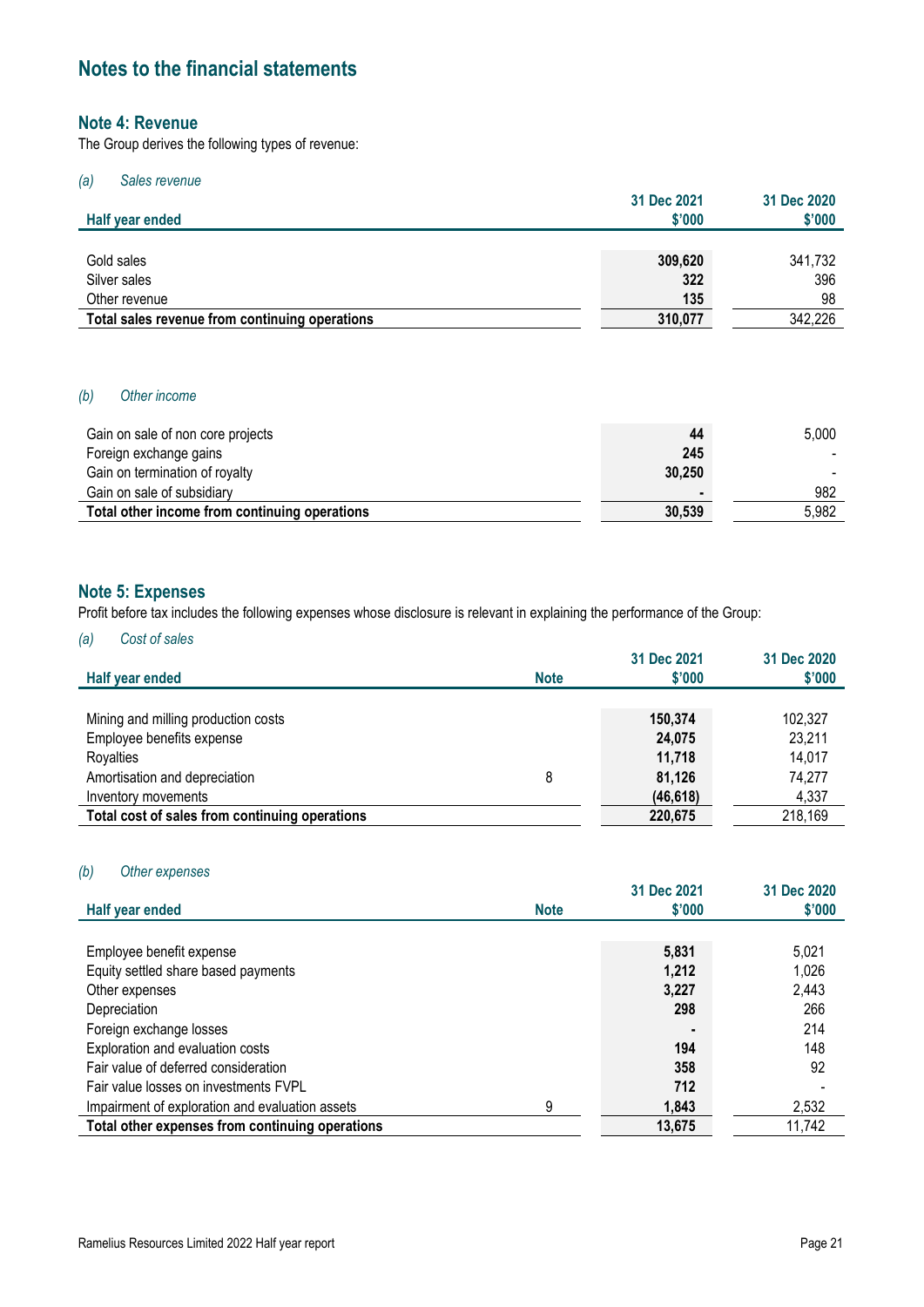# Notes to the financial statements

## Note 4: Revenue

The Group derives the following types of revenue:

*(a) Sales revenue*

| Half year ended | 31 Dec 2021 $'000 | 31 Dec 2020 $'000 |
|---|---|---|
| Gold sales | **309,620** | 341,732 |
| Silver sales | **322** | 396 |
| Other revenue | **135** | 98 |
| **Total sales revenue from continuing operations** | **310,077** | 342,226 |

*(b) Other income*

| | 31 Dec 2021 $'000 | 31 Dec 2020 $'000 |
|---|---|---|
| Gain on sale of non core projects | **44** | 5,000 |
| Foreign exchange gains | **245** | - |
| Gain on termination of royalty | **30,250** | - |
| Gain on sale of subsidiary | **-** | 982 |
| **Total other income from continuing operations** | **30,539** | 5,982 |

## Note 5: Expenses

Profit before tax includes the following expenses whose disclosure is relevant in explaining the performance of the Group:

*(a) Cost of sales*

| Half year ended | Note | 31 Dec 2021 $'000 | 31 Dec 2020 $'000 |
|---|---|---|---|
| Mining and milling production costs | | **150,374** | 102,327 |
| Employee benefits expense | | **24,075** | 23,211 |
| Royalties | | **11,718** | 14,017 |
| Amortisation and depreciation | 8 | **81,126** | 74,277 |
| Inventory movements | | **(46,618)** | 4,337 |
| **Total cost of sales from continuing operations** | | **220,675** | 218,169 |

*(b) Other expenses*

| Half year ended | Note | 31 Dec 2021 $'000 | 31 Dec 2020 $'000 |
|---|---|---|---|
| Employee benefit expense | | **5,831** | 5,021 |
| Equity settled share based payments | | **1,212** | 1,026 |
| Other expenses | | **3,227** | 2,443 |
| Depreciation | | **298** | 266 |
| Foreign exchange losses | | **-** | 214 |
| Exploration and evaluation costs | | **194** | 148 |
| Fair value of deferred consideration | | **358** | 92 |
| Fair value losses on investments FVPL | | **712** | - |
| Impairment of exploration and evaluation assets | 9 | **1,843** | 2,532 |
| **Total other expenses from continuing operations** | | **13,675** | 11,742 |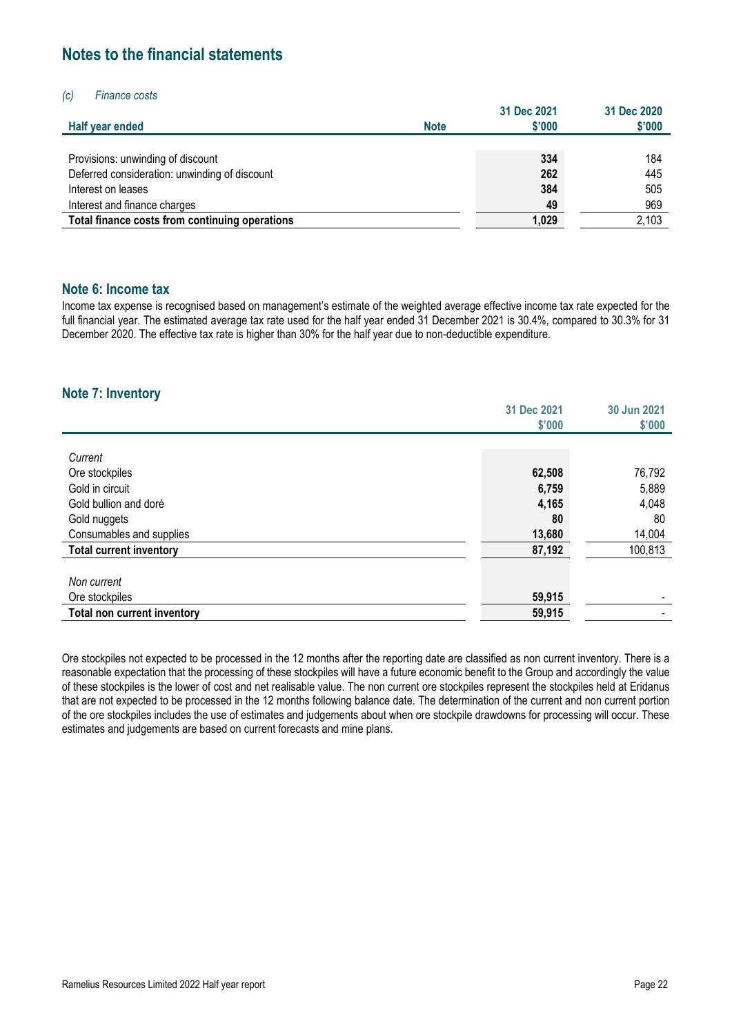# Notes to the financial statements

*(c) Finance costs*

| Half year ended | Note | 31 Dec 2021 $'000 | 31 Dec 2020 $'000 |
|---|---|---|---|
| Provisions: unwinding of discount | | **334** | 184 |
| Deferred consideration: unwinding of discount | | **262** | 445 |
| Interest on leases | | **384** | 505 |
| Interest and finance charges | | **49** | 969 |
| **Total finance costs from continuing operations** | | **1,029** | 2,103 |

## Note 6: Income tax

Income tax expense is recognised based on management's estimate of the weighted average effective income tax rate expected for the full financial year. The estimated average tax rate used for the half year ended 31 December 2021 is 30.4%, compared to 30.3% for 31 December 2020. The effective tax rate is higher than 30% for the half year due to non-deductible expenditure.

## Note 7: Inventory

| | 31 Dec 2021 $'000 | 30 Jun 2021 $'000 |
|---|---|---|
| *Current* | | |
| Ore stockpiles | **62,508** | 76,792 |
| Gold in circuit | **6,759** | 5,889 |
| Gold bullion and doré | **4,165** | 4,048 |
| Gold nuggets | **80** | 80 |
| Consumables and supplies | **13,680** | 14,004 |
| **Total current inventory** | **87,192** | 100,813 |
| *Non current* | | |
| Ore stockpiles | **59,915** | - |
| **Total non current inventory** | **59,915** | - |

Ore stockpiles not expected to be processed in the 12 months after the reporting date are classified as non current inventory. There is a reasonable expectation that the processing of these stockpiles will have a future economic benefit to the Group and accordingly the value of these stockpiles is the lower of cost and net realisable value. The non current ore stockpiles represent the stockpiles held at Eridanus that are not expected to be processed in the 12 months following balance date. The determination of the current and non current portion of the ore stockpiles includes the use of estimates and judgements about when ore stockpile drawdowns for processing will occur. These estimates and judgements are based on current forecasts and mine plans.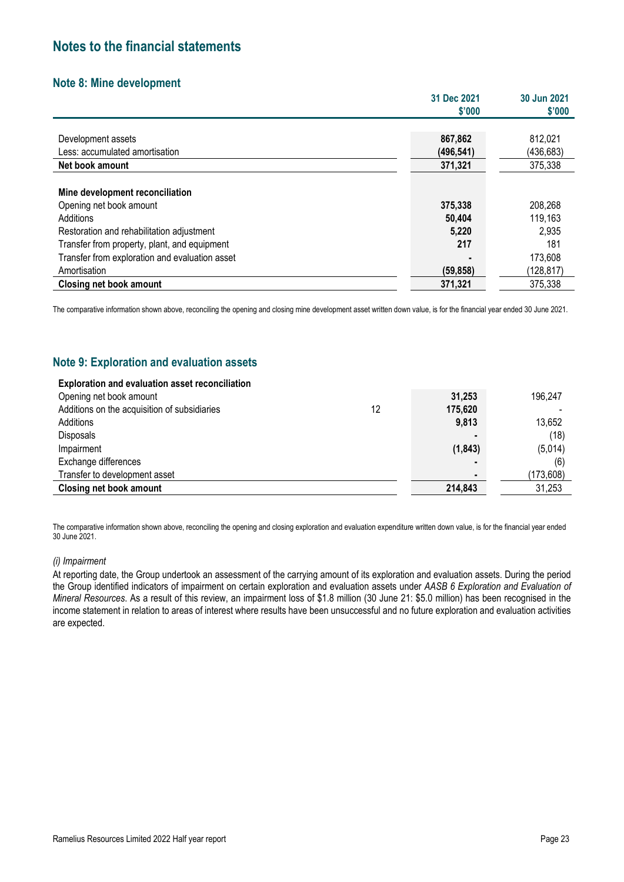# Notes to the financial statements

## Note 8: Mine development

| | 31 Dec 2021 $'000 | 30 Jun 2021 $'000 |
|---|---|---|
| Development assets | **867,862** | 812,021 |
| Less: accumulated amortisation | **(496,541)** | (436,683) |
| **Net book amount** | **371,321** | 375,338 |
| | | |
| **Mine development reconciliation** | | |
| Opening net book amount | **375,338** | 208,268 |
| Additions | **50,404** | 119,163 |
| Restoration and rehabilitation adjustment | **5,220** | 2,935 |
| Transfer from property, plant, and equipment | **217** | 181 |
| Transfer from exploration and evaluation asset | **-** | 173,608 |
| Amortisation | **(59,858)** | (128,817) |
| **Closing net book amount** | **371,321** | 375,338 |

The comparative information shown above, reconciling the opening and closing mine development asset written down value, is for the financial year ended 30 June 2021.

## Note 9: Exploration and evaluation assets

| | Note | 31 Dec 2021 $'000 | 30 Jun 2021 $'000 |
|---|---|---|---|
| **Exploration and evaluation asset reconciliation** | | | |
| Opening net book amount | | **31,253** | 196,247 |
| Additions on the acquisition of subsidiaries | 12 | **175,620** | - |
| Additions | | **9,813** | 13,652 |
| Disposals | | **-** | (18) |
| Impairment | | **(1,843)** | (5,014) |
| Exchange differences | | **-** | (6) |
| Transfer to development asset | | **-** | (173,608) |
| **Closing net book amount** | | **214,843** | 31,253 |

The comparative information shown above, reconciling the opening and closing exploration and evaluation expenditure written down value, is for the financial year ended 30 June 2021.

*(i) Impairment*

At reporting date, the Group undertook an assessment of the carrying amount of its exploration and evaluation assets. During the period the Group identified indicators of impairment on certain exploration and evaluation assets under *AASB 6 Exploration and Evaluation of Mineral Resources*. As a result of this review, an impairment loss of $1.8 million (30 June 21: $5.0 million) has been recognised in the income statement in relation to areas of interest where results have been unsuccessful and no future exploration and evaluation activities are expected.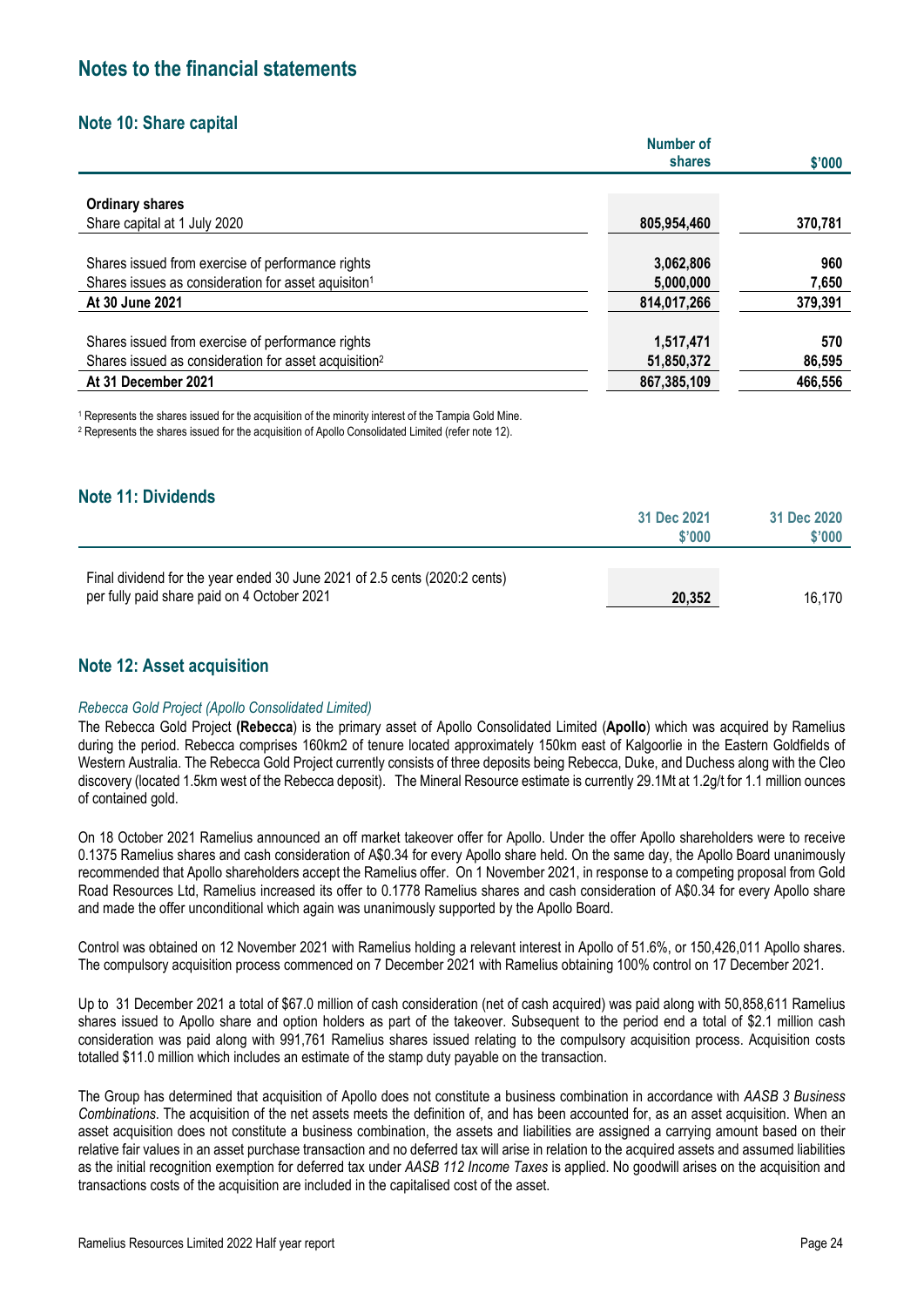# Notes to the financial statements

## Note 10: Share capital

| | Number of shares | $'000 |
|---|---|---|
| **Ordinary shares** | | |
| Share capital at 1 July 2020 | **805,954,460** | **370,781** |
| Shares issued from exercise of performance rights | **3,062,806** | **960** |
| Shares issues as consideration for asset aquisiton[1] | **5,000,000** | **7,650** |
| **At 30 June 2021** | **814,017,266** | **379,391** |
| Shares issued from exercise of performance rights | **1,517,471** | **570** |
| Shares issued as consideration for asset acquisition[2] | **51,850,372** | **86,595** |
| **At 31 December 2021** | **867,385,109** | **466,556** |

[1] Represents the shares issued for the acquisition of the minority interest of the Tampia Gold Mine.

[2] Represents the shares issued for the acquisition of Apollo Consolidated Limited (refer note 12).

## Note 11: Dividends

| | 31 Dec 2021 $'000 | 31 Dec 2020 $'000 |
|---|---|---|
| Final dividend for the year ended 30 June 2021 of 2.5 cents (2020:2 cents) per fully paid share paid on 4 October 2021 | **20,352** | 16,170 |

## Note 12: Asset acquisition

*Rebecca Gold Project (Apollo Consolidated Limited)*

The Rebecca Gold Project **(Rebecca)** is the primary asset of Apollo Consolidated Limited (**Apollo**) which was acquired by Ramelius during the period. Rebecca comprises 160km2 of tenure located approximately 150km east of Kalgoorlie in the Eastern Goldfields of Western Australia. The Rebecca Gold Project currently consists of three deposits being Rebecca, Duke, and Duchess along with the Cleo discovery (located 1.5km west of the Rebecca deposit). The Mineral Resource estimate is currently 29.1Mt at 1.2g/t for 1.1 million ounces of contained gold.

On 18 October 2021 Ramelius announced an off market takeover offer for Apollo. Under the offer Apollo shareholders were to receive 0.1375 Ramelius shares and cash consideration of A$0.34 for every Apollo share held. On the same day, the Apollo Board unanimously recommended that Apollo shareholders accept the Ramelius offer. On 1 November 2021, in response to a competing proposal from Gold Road Resources Ltd, Ramelius increased its offer to 0.1778 Ramelius shares and cash consideration of A$0.34 for every Apollo share and made the offer unconditional which again was unanimously supported by the Apollo Board.

Control was obtained on 12 November 2021 with Ramelius holding a relevant interest in Apollo of 51.6%, or 150,426,011 Apollo shares. The compulsory acquisition process commenced on 7 December 2021 with Ramelius obtaining 100% control on 17 December 2021.

Up to 31 December 2021 a total of $67.0 million of cash consideration (net of cash acquired) was paid along with 50,858,611 Ramelius shares issued to Apollo share and option holders as part of the takeover. Subsequent to the period end a total of $2.1 million cash consideration was paid along with 991,761 Ramelius shares issued relating to the compulsory acquisition process. Acquisition costs totalled $11.0 million which includes an estimate of the stamp duty payable on the transaction.

The Group has determined that acquisition of Apollo does not constitute a business combination in accordance with *AASB 3 Business Combinations*. The acquisition of the net assets meets the definition of, and has been accounted for, as an asset acquisition. When an asset acquisition does not constitute a business combination, the assets and liabilities are assigned a carrying amount based on their relative fair values in an asset purchase transaction and no deferred tax will arise in relation to the acquired assets and assumed liabilities as the initial recognition exemption for deferred tax under *AASB 112 Income Taxes* is applied. No goodwill arises on the acquisition and transactions costs of the acquisition are included in the capitalised cost of the asset.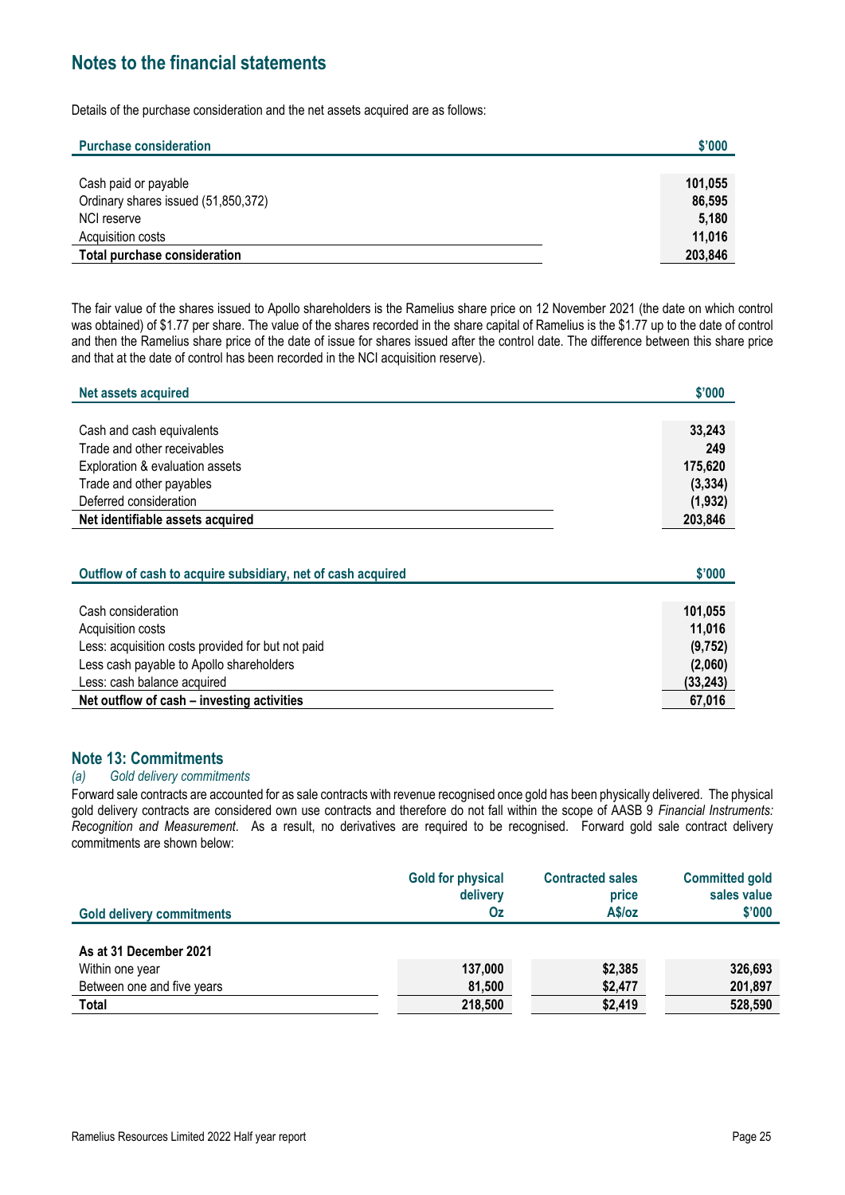# Notes to the financial statements

Details of the purchase consideration and the net assets acquired are as follows:

| Purchase consideration | $'000 |
|---|---|
| Cash paid or payable | 101,055 |
| Ordinary shares issued (51,850,372) | 86,595 |
| NCI reserve | 5,180 |
| Acquisition costs | 11,016 |
| **Total purchase consideration** | **203,846** |

The fair value of the shares issued to Apollo shareholders is the Ramelius share price on 12 November 2021 (the date on which control was obtained) of $1.77 per share. The value of the shares recorded in the share capital of Ramelius is the $1.77 up to the date of control and then the Ramelius share price of the date of issue for shares issued after the control date. The difference between this share price and that at the date of control has been recorded in the NCI acquisition reserve).

| Net assets acquired | $'000 |
|---|---|
| Cash and cash equivalents | 33,243 |
| Trade and other receivables | 249 |
| Exploration & evaluation assets | 175,620 |
| Trade and other payables | (3,334) |
| Deferred consideration | (1,932) |
| **Net identifiable assets acquired** | **203,846** |

| Outflow of cash to acquire subsidiary, net of cash acquired | $'000 |
|---|---|
| Cash consideration | 101,055 |
| Acquisition costs | 11,016 |
| Less: acquisition costs provided for but not paid | (9,752) |
| Less cash payable to Apollo shareholders | (2,060) |
| Less: cash balance acquired | (33,243) |
| **Net outflow of cash – investing activities** | **67,016** |

## Note 13: Commitments

### *(a) Gold delivery commitments*

Forward sale contracts are accounted for as sale contracts with revenue recognised once gold has been physically delivered. The physical gold delivery contracts are considered own use contracts and therefore do not fall within the scope of AASB 9 *Financial Instruments: Recognition and Measurement*. As a result, no derivatives are required to be recognised. Forward gold sale contract delivery commitments are shown below:

| Gold delivery commitments | Gold for physical delivery Oz | Contracted sales price A$/oz | Committed gold sales value $'000 |
|---|---|---|---|
| **As at 31 December 2021** | | | |
| Within one year | 137,000 | $2,385 | 326,693 |
| Between one and five years | 81,500 | $2,477 | 201,897 |
| **Total** | **218,500** | **$2,419** | **528,590** |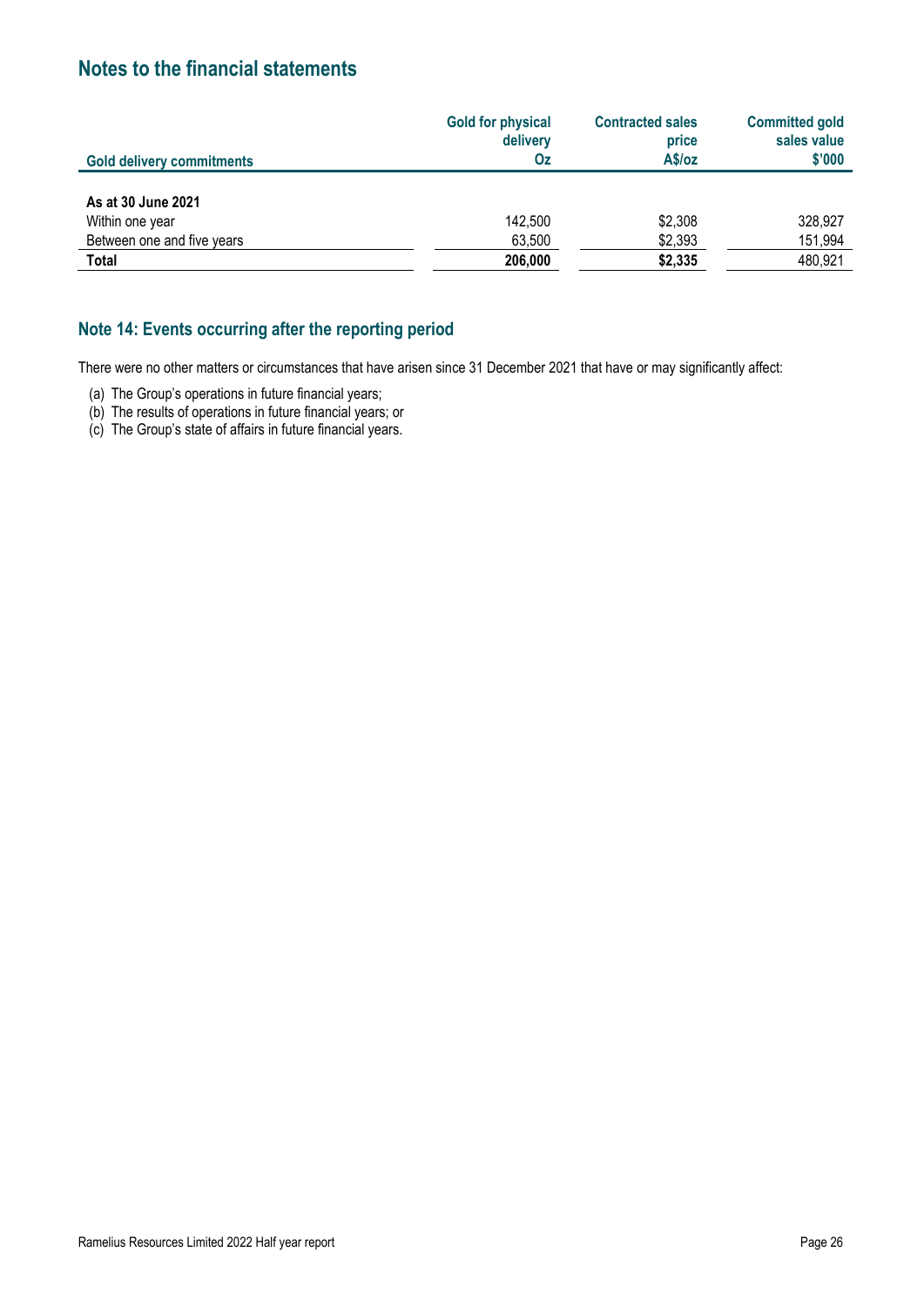# Notes to the financial statements

| Gold delivery commitments | Gold for physical delivery Oz | Contracted sales price A$/oz | Committed gold sales value $'000 |
|---|---|---|---|
| **As at 30 June 2021** | | | |
| Within one year | 142,500 | $2,308 | 328,927 |
| Between one and five years | 63,500 | $2,393 | 151,994 |
| **Total** | **206,000** | **$2,335** | 480,921 |

## Note 14: Events occurring after the reporting period

There were no other matters or circumstances that have arisen since 31 December 2021 that have or may significantly affect:

(a) The Group's operations in future financial years;
(b) The results of operations in future financial years; or
(c) The Group's state of affairs in future financial years.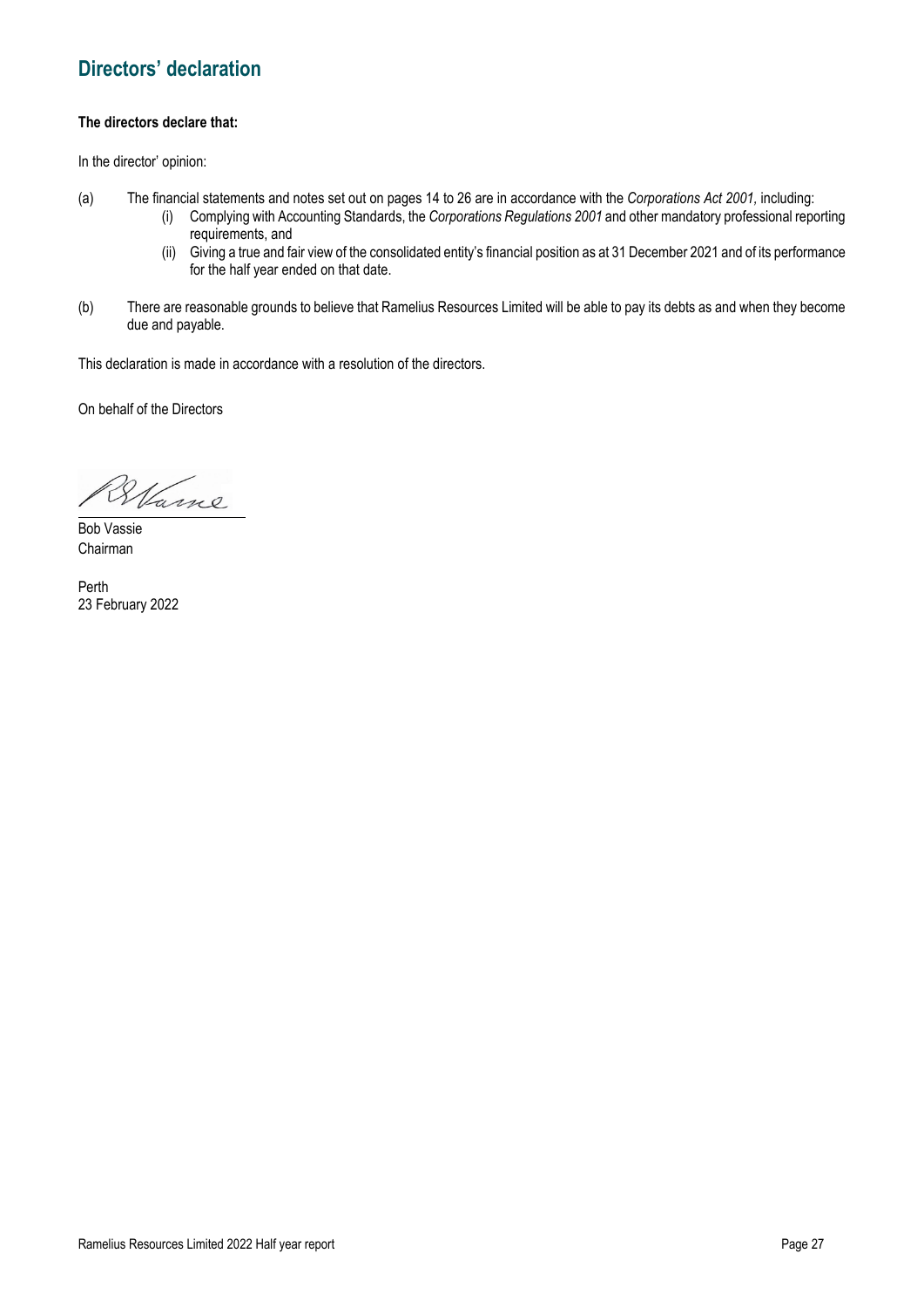# Directors' declaration

**The directors declare that:**

In the director' opinion:

(a) The financial statements and notes set out on pages 14 to 26 are in accordance with the *Corporations Act 2001,* including:

  (i) Complying with Accounting Standards, the *Corporations Regulations 2001* and other mandatory professional reporting requirements, and

  (ii) Giving a true and fair view of the consolidated entity's financial position as at 31 December 2021 and of its performance for the half year ended on that date.

(b) There are reasonable grounds to believe that Ramelius Resources Limited will be able to pay its debts as and when they become due and payable.

This declaration is made in accordance with a resolution of the directors.

On behalf of the Directors

Bob Vassie
Chairman

Perth
23 February 2022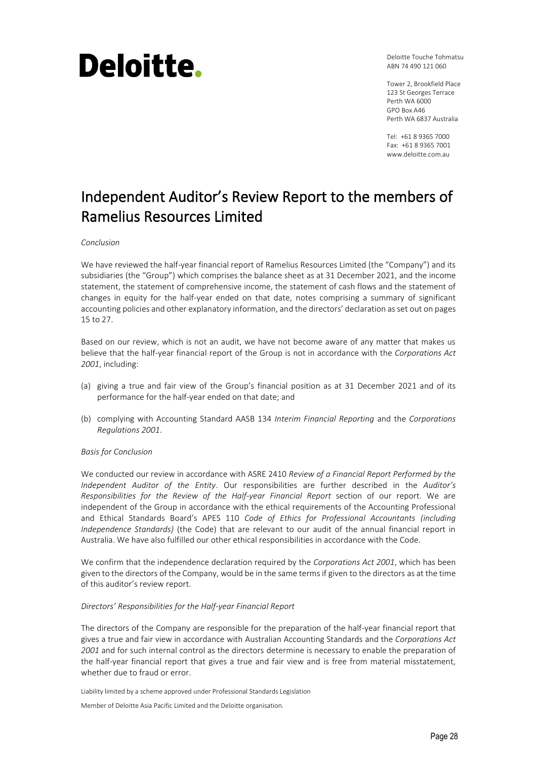Deloitte.

Deloitte Touche Tohmatsu
ABN 74 490 121 060

Tower 2, Brookfield Place
123 St Georges Terrace
Perth WA 6000
GPO Box A46
Perth WA 6837 Australia

Tel: +61 8 9365 7000
Fax: +61 8 9365 7001
www.deloitte.com.au

# Independent Auditor's Review Report to the members of Ramelius Resources Limited

*Conclusion*

We have reviewed the half-year financial report of Ramelius Resources Limited (the "Company") and its subsidiaries (the "Group") which comprises the balance sheet as at 31 December 2021, and the income statement, the statement of comprehensive income, the statement of cash flows and the statement of changes in equity for the half-year ended on that date, notes comprising a summary of significant accounting policies and other explanatory information, and the directors' declaration as set out on pages 15 to 27.

Based on our review, which is not an audit, we have not become aware of any matter that makes us believe that the half-year financial report of the Group is not in accordance with the *Corporations Act 2001*, including:

(a) giving a true and fair view of the Group's financial position as at 31 December 2021 and of its performance for the half-year ended on that date; and

(b) complying with Accounting Standard AASB 134 *Interim Financial Reporting* and the *Corporations Regulations 2001*.

*Basis for Conclusion*

We conducted our review in accordance with ASRE 2410 *Review of a Financial Report Performed by the Independent Auditor of the Entity*. Our responsibilities are further described in the *Auditor's Responsibilities for the Review of the Half-year Financial Report* section of our report. We are independent of the Group in accordance with the ethical requirements of the Accounting Professional and Ethical Standards Board's APES 110 *Code of Ethics for Professional Accountants (including Independence Standards)* (the Code) that are relevant to our audit of the annual financial report in Australia. We have also fulfilled our other ethical responsibilities in accordance with the Code.

We confirm that the independence declaration required by the *Corporations Act 2001*, which has been given to the directors of the Company, would be in the same terms if given to the directors as at the time of this auditor's review report.

*Directors' Responsibilities for the Half-year Financial Report*

The directors of the Company are responsible for the preparation of the half-year financial report that gives a true and fair view in accordance with Australian Accounting Standards and the *Corporations Act 2001* and for such internal control as the directors determine is necessary to enable the preparation of the half-year financial report that gives a true and fair view and is free from material misstatement, whether due to fraud or error.

Liability limited by a scheme approved under Professional Standards Legislation

Member of Deloitte Asia Pacific Limited and the Deloitte organisation.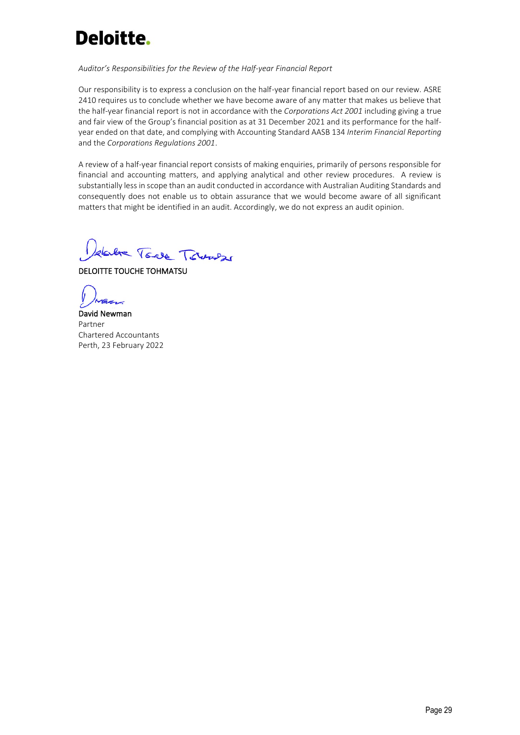*Auditor's Responsibilities for the Review of the Half-year Financial Report*

Our responsibility is to express a conclusion on the half-year financial report based on our review. ASRE 2410 requires us to conclude whether we have become aware of any matter that makes us believe that the half-year financial report is not in accordance with the *Corporations Act 2001* including giving a true and fair view of the Group's financial position as at 31 December 2021 and its performance for the half-year ended on that date, and complying with Accounting Standard AASB 134 *Interim Financial Reporting* and the *Corporations Regulations 2001*.

A review of a half-year financial report consists of making enquiries, primarily of persons responsible for financial and accounting matters, and applying analytical and other review procedures. A review is substantially less in scope than an audit conducted in accordance with Australian Auditing Standards and consequently does not enable us to obtain assurance that we would become aware of all significant matters that might be identified in an audit. Accordingly, we do not express an audit opinion.

DELOITTE TOUCHE TOHMATSU

David Newman
Partner
Chartered Accountants
Perth, 23 February 2022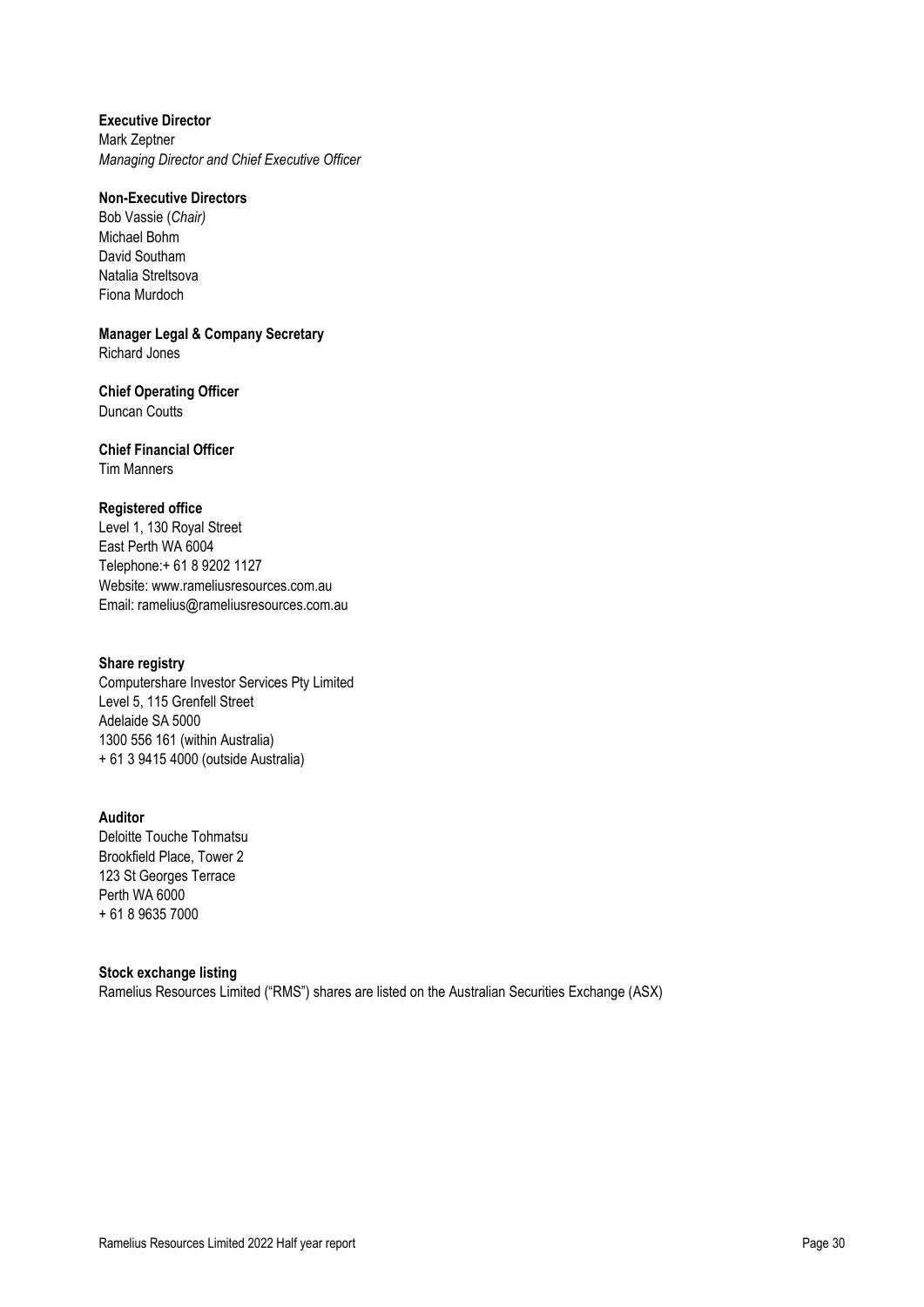**Executive Director**
Mark Zeptner
*Managing Director and Chief Executive Officer*

**Non-Executive Directors**
Bob Vassie (*Chair)*
Michael Bohm
David Southam
Natalia Streltsova
Fiona Murdoch

**Manager Legal & Company Secretary**
Richard Jones

**Chief Operating Officer**
Duncan Coutts

**Chief Financial Officer**
Tim Manners

**Registered office**
Level 1, 130 Royal Street
East Perth WA 6004
Telephone:+ 61 8 9202 1127
Website: www.rameliusresources.com.au
Email: ramelius@rameliusresources.com.au

**Share registry**
Computershare Investor Services Pty Limited
Level 5, 115 Grenfell Street
Adelaide SA 5000
1300 556 161 (within Australia)
+ 61 3 9415 4000 (outside Australia)

**Auditor**
Deloitte Touche Tohmatsu
Brookfield Place, Tower 2
123 St Georges Terrace
Perth WA 6000
+ 61 8 9635 7000

**Stock exchange listing**
Ramelius Resources Limited ("RMS") shares are listed on the Australian Securities Exchange (ASX)